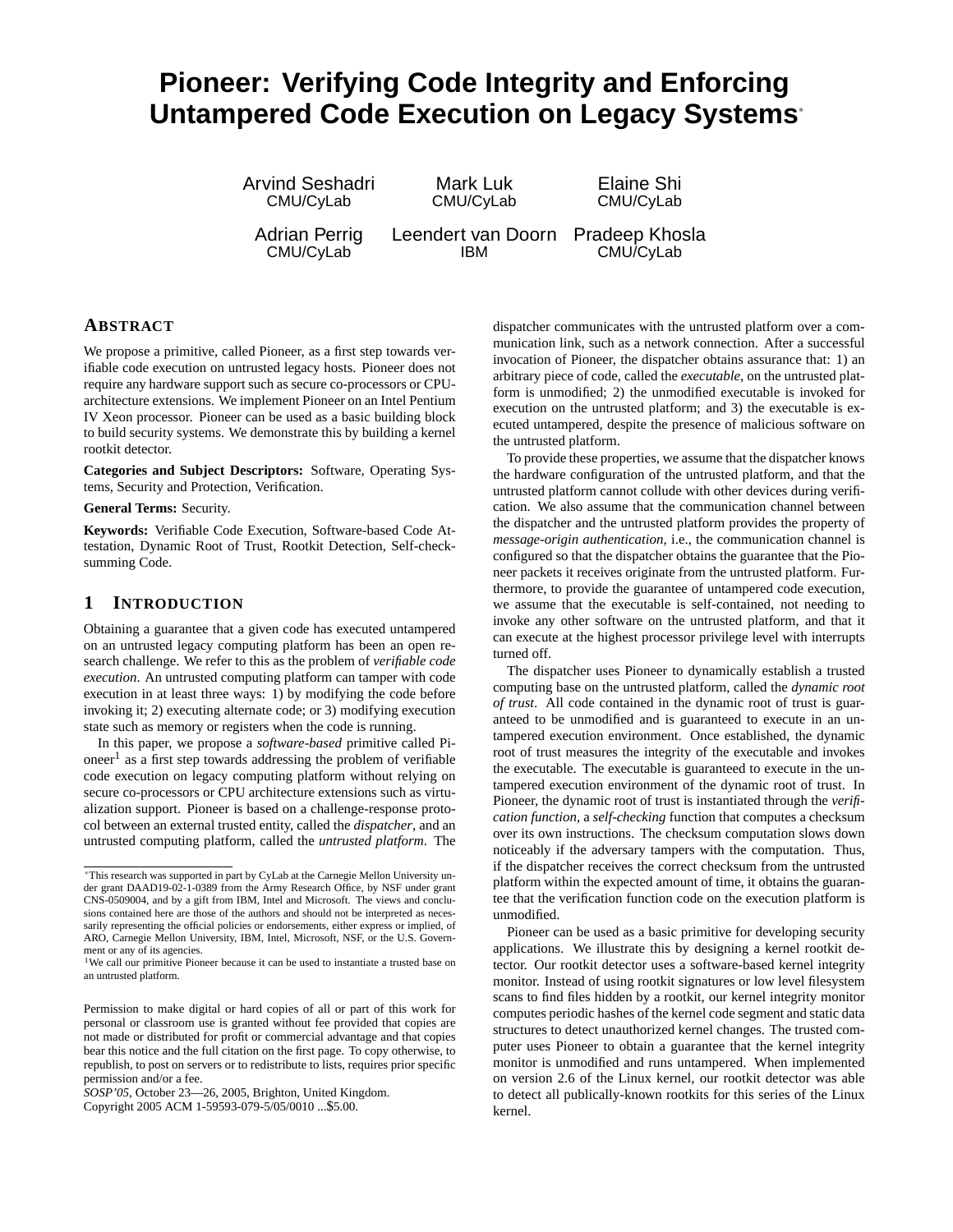# Pioneer: Verifying Code Integrity and Enforcing Untampered Code Execution on Legacy Systems*

Arvind Seshadri
CMU/CyLab

Mark Luk
CMU/CyLab

Elaine Shi
CMU/CyLab

Adrian Perrig
CMU/CyLab

Leendert van Doorn
IBM

Pradeep Khosla
CMU/CyLab

## ABSTRACT

We propose a primitive, called Pioneer, as a first step towards verifiable code execution on untrusted legacy hosts. Pioneer does not require any hardware support such as secure co-processors or CPU-architecture extensions. We implement Pioneer on an Intel Pentium IV Xeon processor. Pioneer can be used as a basic building block to build security systems. We demonstrate this by building a kernel rootkit detector.

**Categories and Subject Descriptors:** Software, Operating Systems, Security and Protection, Verification.

**General Terms:** Security.

**Keywords:** Verifiable Code Execution, Software-based Code Attestation, Dynamic Root of Trust, Rootkit Detection, Self-checksumming Code.

## 1 INTRODUCTION

Obtaining a guarantee that a given code has executed untampered on an untrusted legacy computing platform has been an open research challenge. We refer to this as the problem of *verifiable code execution*. An untrusted computing platform can tamper with code execution in at least three ways: 1) by modifying the code before invoking it; 2) executing alternate code; or 3) modifying execution state such as memory or registers when the code is running.

In this paper, we propose a *software-based* primitive called Pioneer[1] as a first step towards addressing the problem of verifiable code execution on legacy computing platform without relying on secure co-processors or CPU architecture extensions such as virtualization support. Pioneer is based on a challenge-response protocol between an external trusted entity, called the *dispatcher*, and an untrusted computing platform, called the *untrusted platform*. The dispatcher communicates with the untrusted platform over a communication link, such as a network connection. After a successful invocation of Pioneer, the dispatcher obtains assurance that: 1) an arbitrary piece of code, called the *executable*, on the untrusted platform is unmodified; 2) the unmodified executable is invoked for execution on the untrusted platform; and 3) the executable is executed untampered, despite the presence of malicious software on the untrusted platform.

To provide these properties, we assume that the dispatcher knows the hardware configuration of the untrusted platform, and that the untrusted platform cannot collude with other devices during verification. We also assume that the communication channel between the dispatcher and the untrusted platform provides the property of *message-origin authentication*, i.e., the communication channel is configured so that the dispatcher obtains the guarantee that the Pioneer packets it receives originate from the untrusted platform. Furthermore, to provide the guarantee of untampered code execution, we assume that the executable is self-contained, not needing to invoke any other software on the untrusted platform, and that it can execute at the highest processor privilege level with interrupts turned off.

The dispatcher uses Pioneer to dynamically establish a trusted computing base on the untrusted platform, called the *dynamic root of trust*. All code contained in the dynamic root of trust is guaranteed to be unmodified and is guaranteed to execute in an untampered execution environment. Once established, the dynamic root of trust measures the integrity of the executable and invokes the executable. The executable is guaranteed to execute in the untampered execution environment of the dynamic root of trust. In Pioneer, the dynamic root of trust is instantiated through the *verification function*, a *self-checking* function that computes a checksum over its own instructions. The checksum computation slows down noticeably if the adversary tampers with the computation. Thus, if the dispatcher receives the correct checksum from the untrusted platform within the expected amount of time, it obtains the guarantee that the verification function code on the execution platform is unmodified.

Pioneer can be used as a basic primitive for developing security applications. We illustrate this by designing a kernel rootkit detector. Our rootkit detector uses a software-based kernel integrity monitor. Instead of using rootkit signatures or low level filesystem scans to find files hidden by a rootkit, our kernel integrity monitor computes periodic hashes of the kernel code segment and static data structures to detect unauthorized kernel changes. The trusted computer uses Pioneer to obtain a guarantee that the kernel integrity monitor is unmodified and runs untampered. When implemented on version 2.6 of the Linux kernel, our rootkit detector was able to detect all publically-known rootkits for this series of the Linux kernel.

*This research was supported in part by CyLab at the Carnegie Mellon University under grant DAAD19-02-1-0389 from the Army Research Office, by NSF under grant CNS-0509004, and by a gift from IBM, Intel and Microsoft. The views and conclusions contained here are those of the authors and should not be interpreted as necessarily representing the official policies or endorsements, either express or implied, of ARO, Carnegie Mellon University, IBM, Intel, Microsoft, NSF, or the U.S. Government or any of its agencies.

[1] We call our primitive Pioneer because it can be used to instantiate a trusted base on an untrusted platform.

Permission to make digital or hard copies of all or part of this work for personal or classroom use is granted without fee provided that copies are not made or distributed for profit or commercial advantage and that copies bear this notice and the full citation on the first page. To copy otherwise, to republish, to post on servers or to redistribute to lists, requires prior specific permission and/or a fee.
*SOSP'05*, October 23—26, 2005, Brighton, United Kingdom.
Copyright 2005 ACM 1-59593-079-5/05/0010 ...$5.00.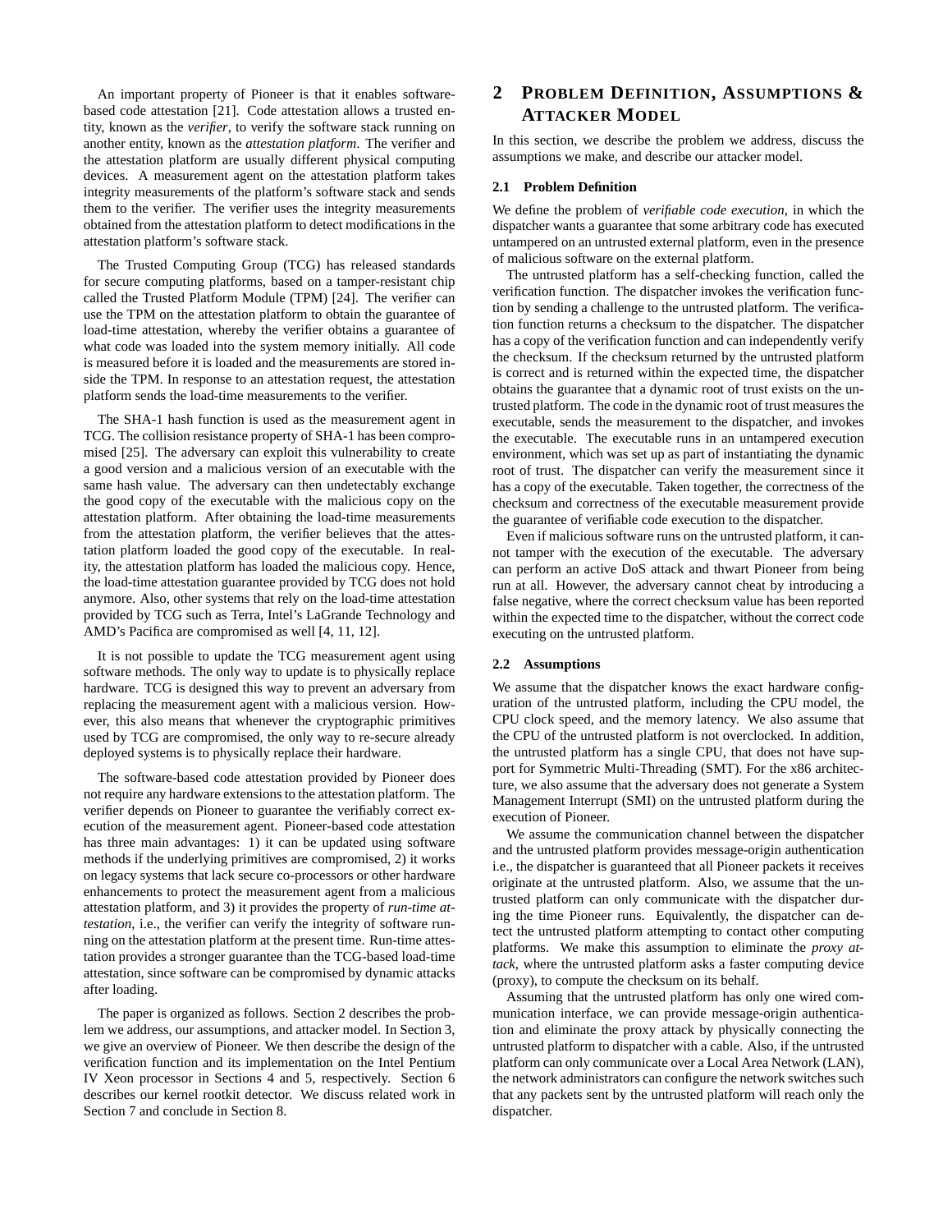An important property of Pioneer is that it enables software-based code attestation [21]. Code attestation allows a trusted entity, known as the *verifier*, to verify the software stack running on another entity, known as the *attestation platform*. The verifier and the attestation platform are usually different physical computing devices. A measurement agent on the attestation platform takes integrity measurements of the platform's software stack and sends them to the verifier. The verifier uses the integrity measurements obtained from the attestation platform to detect modifications in the attestation platform's software stack.

The Trusted Computing Group (TCG) has released standards for secure computing platforms, based on a tamper-resistant chip called the Trusted Platform Module (TPM) [24]. The verifier can use the TPM on the attestation platform to obtain the guarantee of load-time attestation, whereby the verifier obtains a guarantee of what code was loaded into the system memory initially. All code is measured before it is loaded and the measurements are stored inside the TPM. In response to an attestation request, the attestation platform sends the load-time measurements to the verifier.

The SHA-1 hash function is used as the measurement agent in TCG. The collision resistance property of SHA-1 has been compromised [25]. The adversary can exploit this vulnerability to create a good version and a malicious version of an executable with the same hash value. The adversary can then undetectably exchange the good copy of the executable with the malicious copy on the attestation platform. After obtaining the load-time measurements from the attestation platform, the verifier believes that the attestation platform loaded the good copy of the executable. In reality, the attestation platform has loaded the malicious copy. Hence, the load-time attestation guarantee provided by TCG does not hold anymore. Also, other systems that rely on the load-time attestation provided by TCG such as Terra, Intel's LaGrande Technology and AMD's Pacifica are compromised as well [4, 11, 12].

It is not possible to update the TCG measurement agent using software methods. The only way to update is to physically replace hardware. TCG is designed this way to prevent an adversary from replacing the measurement agent with a malicious version. However, this also means that whenever the cryptographic primitives used by TCG are compromised, the only way to re-secure already deployed systems is to physically replace their hardware.

The software-based code attestation provided by Pioneer does not require any hardware extensions to the attestation platform. The verifier depends on Pioneer to guarantee the verifiably correct execution of the measurement agent. Pioneer-based code attestation has three main advantages: 1) it can be updated using software methods if the underlying primitives are compromised, 2) it works on legacy systems that lack secure co-processors or other hardware enhancements to protect the measurement agent from a malicious attestation platform, and 3) it provides the property of *run-time attestation*, i.e., the verifier can verify the integrity of software running on the attestation platform at the present time. Run-time attestation provides a stronger guarantee than the TCG-based load-time attestation, since software can be compromised by dynamic attacks after loading.

The paper is organized as follows. Section 2 describes the problem we address, our assumptions, and attacker model. In Section 3, we give an overview of Pioneer. We then describe the design of the verification function and its implementation on the Intel Pentium IV Xeon processor in Sections 4 and 5, respectively. Section 6 describes our kernel rootkit detector. We discuss related work in Section 7 and conclude in Section 8.

# 2 Problem Definition, Assumptions & Attacker Model

In this section, we describe the problem we address, discuss the assumptions we make, and describe our attacker model.

## 2.1 Problem Definition

We define the problem of *verifiable code execution*, in which the dispatcher wants a guarantee that some arbitrary code has executed untampered on an untrusted external platform, even in the presence of malicious software on the external platform.

The untrusted platform has a self-checking function, called the verification function. The dispatcher invokes the verification function by sending a challenge to the untrusted platform. The verification function returns a checksum to the dispatcher. The dispatcher has a copy of the verification function and can independently verify the checksum. If the checksum returned by the untrusted platform is correct and is returned within the expected time, the dispatcher obtains the guarantee that a dynamic root of trust exists on the untrusted platform. The code in the dynamic root of trust measures the executable, sends the measurement to the dispatcher, and invokes the executable. The executable runs in an untampered execution environment, which was set up as part of instantiating the dynamic root of trust. The dispatcher can verify the measurement since it has a copy of the executable. Taken together, the correctness of the checksum and correctness of the executable measurement provide the guarantee of verifiable code execution to the dispatcher.

Even if malicious software runs on the untrusted platform, it cannot tamper with the execution of the executable. The adversary can perform an active DoS attack and thwart Pioneer from being run at all. However, the adversary cannot cheat by introducing a false negative, where the correct checksum value has been reported within the expected time to the dispatcher, without the correct code executing on the untrusted platform.

## 2.2 Assumptions

We assume that the dispatcher knows the exact hardware configuration of the untrusted platform, including the CPU model, the CPU clock speed, and the memory latency. We also assume that the CPU of the untrusted platform is not overclocked. In addition, the untrusted platform has a single CPU, that does not have support for Symmetric Multi-Threading (SMT). For the x86 architecture, we also assume that the adversary does not generate a System Management Interrupt (SMI) on the untrusted platform during the execution of Pioneer.

We assume the communication channel between the dispatcher and the untrusted platform provides message-origin authentication i.e., the dispatcher is guaranteed that all Pioneer packets it receives originate at the untrusted platform. Also, we assume that the untrusted platform can only communicate with the dispatcher during the time Pioneer runs. Equivalently, the dispatcher can detect the untrusted platform attempting to contact other computing platforms. We make this assumption to eliminate the *proxy attack*, where the untrusted platform asks a faster computing device (proxy), to compute the checksum on its behalf.

Assuming that the untrusted platform has only one wired communication interface, we can provide message-origin authentication and eliminate the proxy attack by physically connecting the untrusted platform to dispatcher with a cable. Also, if the untrusted platform can only communicate over a Local Area Network (LAN), the network administrators can configure the network switches such that any packets sent by the untrusted platform will reach only the dispatcher.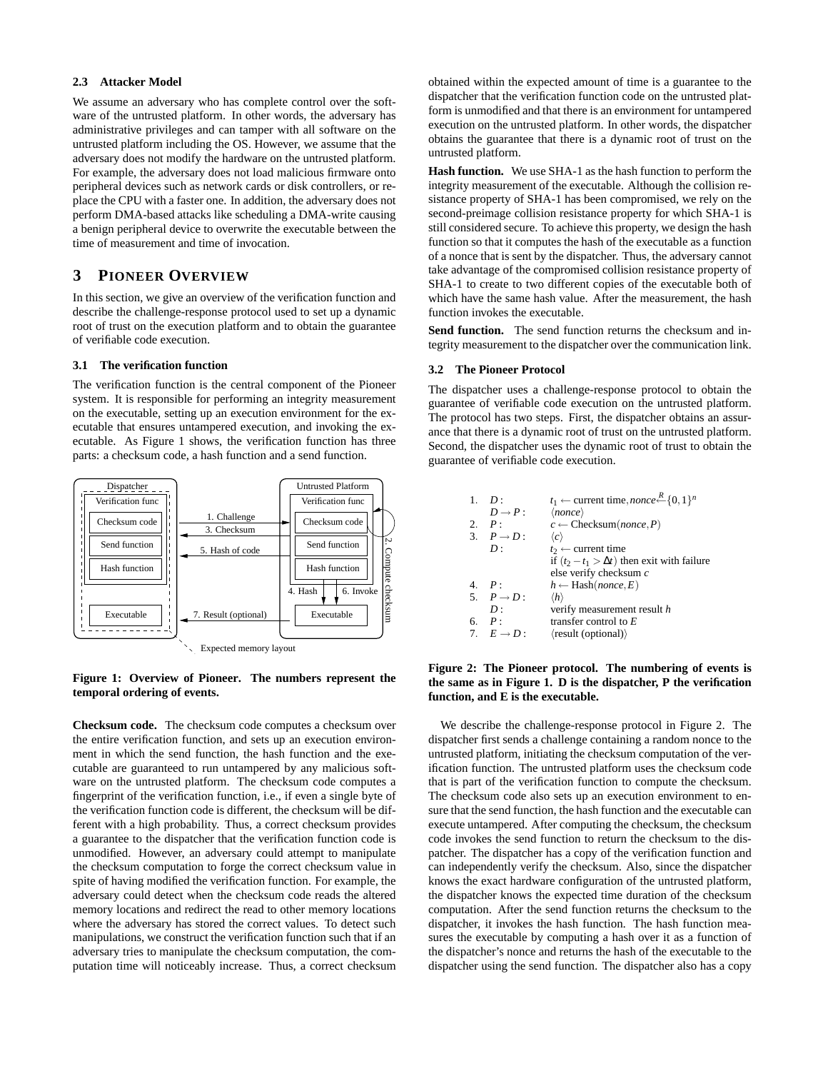### 2.3 Attacker Model

We assume an adversary who has complete control over the software of the untrusted platform. In other words, the adversary has administrative privileges and can tamper with all software on the untrusted platform including the OS. However, we assume that the adversary does not modify the hardware on the untrusted platform. For example, the adversary does not load malicious firmware onto peripheral devices such as network cards or disk controllers, or replace the CPU with a faster one. In addition, the adversary does not perform DMA-based attacks like scheduling a DMA-write causing a benign peripheral device to overwrite the executable between the time of measurement and time of invocation.

## 3 PIONEER OVERVIEW

In this section, we give an overview of the verification function and describe the challenge-response protocol used to set up a dynamic root of trust on the execution platform and to obtain the guarantee of verifiable code execution.

### 3.1 The verification function

The verification function is the central component of the Pioneer system. It is responsible for performing an integrity measurement on the executable, setting up an execution environment for the executable that ensures untampered execution, and invoking the executable. As Figure 1 shows, the verification function has three parts: a checksum code, a hash function and a send function.

Dispatcher
Verification func
Checksum code
Send function
Hash function
Executable
Untrusted Platform
Verification func
Checksum code
Send function
Hash function
Executable
1. Challenge
3. Checksum
5. Hash of code
7. Result (optional)
2. Compute checksum
4. Hash
6. Invoke
Expected memory layout

**Figure 1: Overview of Pioneer. The numbers represent the temporal ordering of events.**

**Checksum code.** The checksum code computes a checksum over the entire verification function, and sets up an execution environment in which the send function, the hash function and the executable are guaranteed to run untampered by any malicious software on the untrusted platform. The checksum code computes a fingerprint of the verification function, i.e., if even a single byte of the verification function code is different, the checksum will be different with a high probability. Thus, a correct checksum provides a guarantee to the dispatcher that the verification function code is unmodified. However, an adversary could attempt to manipulate the checksum computation to forge the correct checksum value in spite of having modified the verification function. For example, the adversary could detect when the checksum code reads the altered memory locations and redirect the read to other memory locations where the adversary has stored the correct values. To detect such manipulations, we construct the verification function such that if an adversary tries to manipulate the checksum computation, the computation time will noticeably increase. Thus, a correct checksum obtained within the expected amount of time is a guarantee to the dispatcher that the verification function code on the untrusted platform is unmodified and that there is an environment for untampered execution on the untrusted platform. In other words, the dispatcher obtains the guarantee that there is a dynamic root of trust on the untrusted platform.

**Hash function.** We use SHA-1 as the hash function to perform the integrity measurement of the executable. Although the collision resistance property of SHA-1 has been compromised, we rely on the second-preimage collision resistance property for which SHA-1 is still considered secure. To achieve this property, we design the hash function so that it computes the hash of the executable as a function of a nonce that is sent by the dispatcher. Thus, the adversary cannot take advantage of the compromised collision resistance property of SHA-1 to create to two different copies of the executable both of which have the same hash value. After the measurement, the hash function invokes the executable.

**Send function.** The send function returns the checksum and integrity measurement to the dispatcher over the communication link.

### 3.2 The Pioneer Protocol

The dispatcher uses a challenge-response protocol to obtain the guarantee of verifiable code execution on the untrusted platform. The protocol has two steps. First, the dispatcher obtains an assurance that there is a dynamic root of trust on the untrusted platform. Second, the dispatcher uses the dynamic root of trust to obtain the guarantee of verifiable code execution.

| | | |
|---|---|---|
| 1. | $D$ : | $t_1 \leftarrow$ current time, $nonce \xleftarrow{R} \{0,1\}^n$ |
| | $D \rightarrow P$ : | $\langle nonce \rangle$ |
| 2. | $P$ : | $c \leftarrow \text{Checksum}(nonce, P)$ |
| 3. | $P \rightarrow D$ : | $\langle c \rangle$ |
| | $D$ : | $t_2 \leftarrow$ current time |
| | | if $(t_2 - t_1 > \Delta t)$ then exit with failure |
| | | else verify checksum $c$ |
| 4. | $P$ : | $h \leftarrow \text{Hash}(nonce, E)$ |
| 5. | $P \rightarrow D$ : | $\langle h \rangle$ |
| | $D$ : | verify measurement result $h$ |
| 6. | $P$ : | transfer control to $E$ |
| 7. | $E \rightarrow D$ : | $\langle$result (optional)$\rangle$ |

**Figure 2: The Pioneer protocol. The numbering of events is the same as in Figure 1. D is the dispatcher, P the verification function, and E is the executable.**

We describe the challenge-response protocol in Figure 2. The dispatcher first sends a challenge containing a random nonce to the untrusted platform, initiating the checksum computation of the verification function. The untrusted platform uses the checksum code that is part of the verification function to compute the checksum. The checksum code also sets up an execution environment to ensure that the send function, the hash function and the executable can execute untampered. After computing the checksum, the checksum code invokes the send function to return the checksum to the dispatcher. The dispatcher has a copy of the verification function and can independently verify the checksum. Also, since the dispatcher knows the exact hardware configuration of the untrusted platform, the dispatcher knows the expected time duration of the checksum computation. After the send function returns the checksum to the dispatcher, it invokes the hash function. The hash function measures the executable by computing a hash over it as a function of the dispatcher's nonce and returns the hash of the executable to the dispatcher using the send function. The dispatcher also has a copy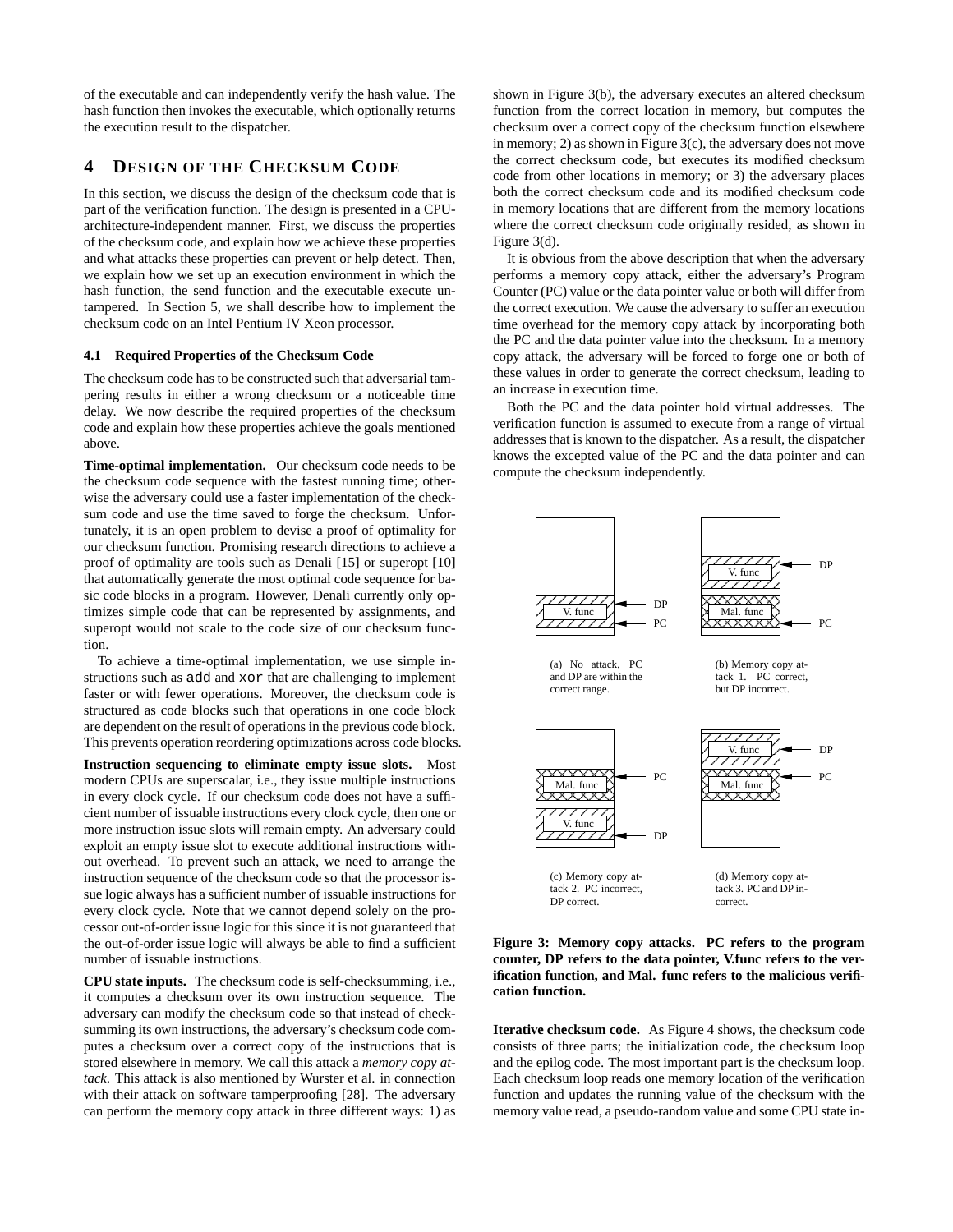of the executable and can independently verify the hash value. The hash function then invokes the executable, which optionally returns the execution result to the dispatcher.

## 4 DESIGN OF THE CHECKSUM CODE

In this section, we discuss the design of the checksum code that is part of the verification function. The design is presented in a CPU-architecture-independent manner. First, we discuss the properties of the checksum code, and explain how we achieve these properties and what attacks these properties can prevent or help detect. Then, we explain how we set up an execution environment in which the hash function, the send function and the executable execute untampered. In Section 5, we shall describe how to implement the checksum code on an Intel Pentium IV Xeon processor.

### 4.1 Required Properties of the Checksum Code

The checksum code has to be constructed such that adversarial tampering results in either a wrong checksum or a noticeable time delay. We now describe the required properties of the checksum code and explain how these properties achieve the goals mentioned above.

**Time-optimal implementation.** Our checksum code needs to be the checksum code sequence with the fastest running time; otherwise the adversary could use a faster implementation of the checksum code and use the time saved to forge the checksum. Unfortunately, it is an open problem to devise a proof of optimality for our checksum function. Promising research directions to achieve a proof of optimality are tools such as Denali [15] or superopt [10] that automatically generate the most optimal code sequence for basic code blocks in a program. However, Denali currently only optimizes simple code that can be represented by assignments, and superopt would not scale to the code size of our checksum function.

To achieve a time-optimal implementation, we use simple instructions such as `add` and `xor` that are challenging to implement faster or with fewer operations. Moreover, the checksum code is structured as code blocks such that operations in one code block are dependent on the result of operations in the previous code block. This prevents operation reordering optimizations across code blocks.

**Instruction sequencing to eliminate empty issue slots.** Most modern CPUs are superscalar, i.e., they issue multiple instructions in every clock cycle. If our checksum code does not have a sufficient number of issuable instructions every clock cycle, then one or more instruction issue slots will remain empty. An adversary could exploit an empty issue slot to execute additional instructions without overhead. To prevent such an attack, we need to arrange the instruction sequence of the checksum code so that the processor issue logic always has a sufficient number of issuable instructions for every clock cycle. Note that we cannot depend solely on the processor out-of-order issue logic for this since it is not guaranteed that the out-of-order issue logic will always be able to find a sufficient number of issuable instructions.

**CPU state inputs.** The checksum code is self-checksumming, i.e., it computes a checksum over its own instruction sequence. The adversary can modify the checksum code so that instead of checksumming its own instructions, the adversary's checksum code computes a checksum over a correct copy of the instructions that is stored elsewhere in memory. We call this attack a *memory copy attack*. This attack is also mentioned by Wurster et al. in connection with their attack on software tamperproofing [28]. The adversary can perform the memory copy attack in three different ways: 1) as shown in Figure 3(b), the adversary executes an altered checksum function from the correct location in memory, but computes the checksum over a correct copy of the checksum function elsewhere in memory; 2) as shown in Figure 3(c), the adversary does not move the correct checksum code, but executes its modified checksum code from other locations in memory; or 3) the adversary places both the correct checksum code and its modified checksum code in memory locations that are different from the memory locations where the correct checksum code originally resided, as shown in Figure 3(d).

It is obvious from the above description that when the adversary performs a memory copy attack, either the adversary's Program Counter (PC) value or the data pointer value or both will differ from the correct execution. We cause the adversary to suffer an execution time overhead for the memory copy attack by incorporating both the PC and the data pointer value into the checksum. In a memory copy attack, the adversary will be forced to forge one or both of these values in order to generate the correct checksum, leading to an increase in execution time.

Both the PC and the data pointer hold virtual addresses. The verification function is assumed to execute from a range of virtual addresses that is known to the dispatcher. As a result, the dispatcher knows the excepted value of the PC and the data pointer and can compute the checksum independently.

V. func
DP
PC

(a) No attack, PC and DP are within the correct range.

V. func
Mal. func
DP
PC

(b) Memory copy attack 1. PC correct, but DP incorrect.

Mal. func
V. func
PC
DP

(c) Memory copy attack 2. PC incorrect, DP correct.

V. func
Mal. func
DP
PC

(d) Memory copy attack 3. PC and DP incorrect.

**Figure 3: Memory copy attacks. PC refers to the program counter, DP refers to the data pointer, V.func refers to the verification function, and Mal. func refers to the malicious verification function.**

**Iterative checksum code.** As Figure 4 shows, the checksum code consists of three parts; the initialization code, the checksum loop and the epilog code. The most important part is the checksum loop. Each checksum loop reads one memory location of the verification function and updates the running value of the checksum with the memory value read, a pseudo-random value and some CPU state in-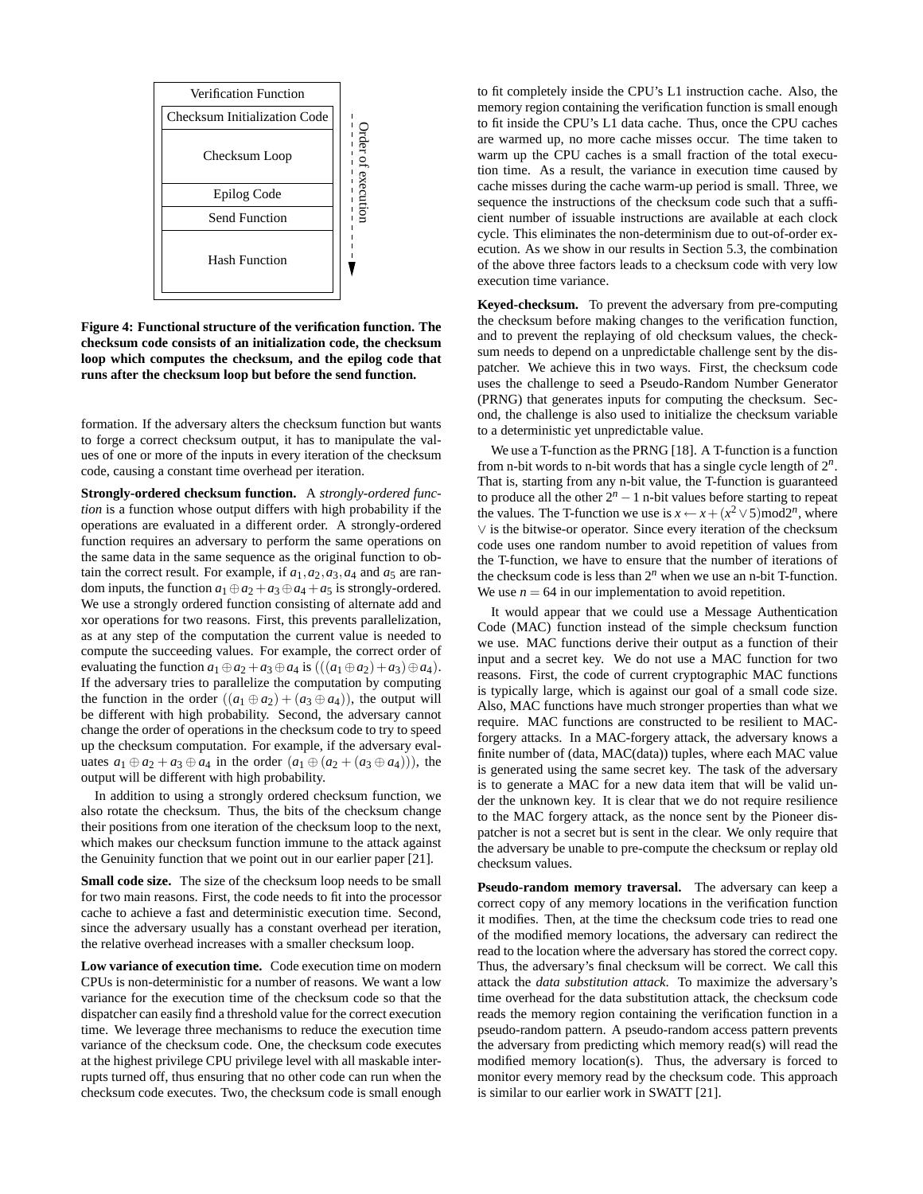Verification Function

Checksum Initialization Code

Checksum Loop

Epilog Code

Send Function

Hash Function

Order of execution

**Figure 4: Functional structure of the verification function. The checksum code consists of an initialization code, the checksum loop which computes the checksum, and the epilog code that runs after the checksum loop but before the send function.**

formation. If the adversary alters the checksum function but wants to forge a correct checksum output, it has to manipulate the values of one or more of the inputs in every iteration of the checksum code, causing a constant time overhead per iteration.

**Strongly-ordered checksum function.** A *strongly-ordered function* is a function whose output differs with high probability if the operations are evaluated in a different order. A strongly-ordered function requires an adversary to perform the same operations on the same data in the same sequence as the original function to obtain the correct result. For example, if $a_1, a_2, a_3, a_4$ and $a_5$ are random inputs, the function $a_1 \oplus a_2 + a_3 \oplus a_4 + a_5$ is strongly-ordered. We use a strongly ordered function consisting of alternate add and xor operations for two reasons. First, this prevents parallelization, as at any step of the computation the current value is needed to compute the succeeding values. For example, the correct order of evaluating the function $a_1 \oplus a_2 + a_3 \oplus a_4$ is $(((a_1 \oplus a_2) + a_3) \oplus a_4)$. If the adversary tries to parallelize the computation by computing the function in the order $((a_1 \oplus a_2) + (a_3 \oplus a_4))$, the output will be different with high probability. Second, the adversary cannot change the order of operations in the checksum code to try to speed up the checksum computation. For example, if the adversary evaluates $a_1 \oplus a_2 + a_3 \oplus a_4$ in the order $(a_1 \oplus (a_2 + (a_3 \oplus a_4)))$, the output will be different with high probability.

In addition to using a strongly ordered checksum function, we also rotate the checksum. Thus, the bits of the checksum change their positions from one iteration of the checksum loop to the next, which makes our checksum function immune to the attack against the Genuinity function that we point out in our earlier paper [21].

**Small code size.** The size of the checksum loop needs to be small for two main reasons. First, the code needs to fit into the processor cache to achieve a fast and deterministic execution time. Second, since the adversary usually has a constant overhead per iteration, the relative overhead increases with a smaller checksum loop.

**Low variance of execution time.** Code execution time on modern CPUs is non-deterministic for a number of reasons. We want a low variance for the execution time of the checksum code so that the dispatcher can easily find a threshold value for the correct execution time. We leverage three mechanisms to reduce the execution time variance of the checksum code. One, the checksum code executes at the highest privilege CPU privilege level with all maskable interrupts turned off, thus ensuring that no other code can run when the checksum code executes. Two, the checksum code is small enough to fit completely inside the CPU's L1 instruction cache. Also, the memory region containing the verification function is small enough to fit inside the CPU's L1 data cache. Thus, once the CPU caches are warmed up, no more cache misses occur. The time taken to warm up the CPU caches is a small fraction of the total execution time. As a result, the variance in execution time caused by cache misses during the cache warm-up period is small. Three, we sequence the instructions of the checksum code such that a sufficient number of issuable instructions are available at each clock cycle. This eliminates the non-determinism due to out-of-order execution. As we show in our results in Section 5.3, the combination of the above three factors leads to a checksum code with very low execution time variance.

**Keyed-checksum.** To prevent the adversary from pre-computing the checksum before making changes to the verification function, and to prevent the replaying of old checksum values, the checksum needs to depend on a unpredictable challenge sent by the dispatcher. We achieve this in two ways. First, the checksum code uses the challenge to seed a Pseudo-Random Number Generator (PRNG) that generates inputs for computing the checksum. Second, the challenge is also used to initialize the checksum variable to a deterministic yet unpredictable value.

We use a T-function as the PRNG [18]. A T-function is a function from n-bit words to n-bit words that has a single cycle length of $2^n$. That is, starting from any n-bit value, the T-function is guaranteed to produce all the other $2^n - 1$ n-bit values before starting to repeat the values. The T-function we use is $x \leftarrow x + (x^2 \vee 5) \bmod 2^n$, where $\vee$ is the bitwise-or operator. Since every iteration of the checksum code uses one random number to avoid repetition of values from the T-function, we have to ensure that the number of iterations of the checksum code is less than $2^n$ when we use an n-bit T-function. We use $n = 64$ in our implementation to avoid repetition.

It would appear that we could use a Message Authentication Code (MAC) function instead of the simple checksum function we use. MAC functions derive their output as a function of their input and a secret key. We do not use a MAC function for two reasons. First, the code of current cryptographic MAC functions is typically large, which is against our goal of a small code size. Also, MAC functions have much stronger properties than what we require. MAC functions are constructed to be resilient to MAC-forgery attacks. In a MAC-forgery attack, the adversary knows a finite number of (data, MAC(data)) tuples, where each MAC value is generated using the same secret key. The task of the adversary is to generate a MAC for a new data item that will be valid under the unknown key. It is clear that we do not require resilience to the MAC forgery attack, as the nonce sent by the Pioneer dispatcher is not a secret but is sent in the clear. We only require that the adversary be unable to pre-compute the checksum or replay old checksum values.

**Pseudo-random memory traversal.** The adversary can keep a correct copy of any memory locations in the verification function it modifies. Then, at the time the checksum code tries to read one of the modified memory locations, the adversary can redirect the read to the location where the adversary has stored the correct copy. Thus, the adversary's final checksum will be correct. We call this attack the *data substitution attack*. To maximize the adversary's time overhead for the data substitution attack, the checksum code reads the memory region containing the verification function in a pseudo-random pattern. A pseudo-random access pattern prevents the adversary from predicting which memory read(s) will read the modified memory location(s). Thus, the adversary is forced to monitor every memory read by the checksum code. This approach is similar to our earlier work in SWATT [21].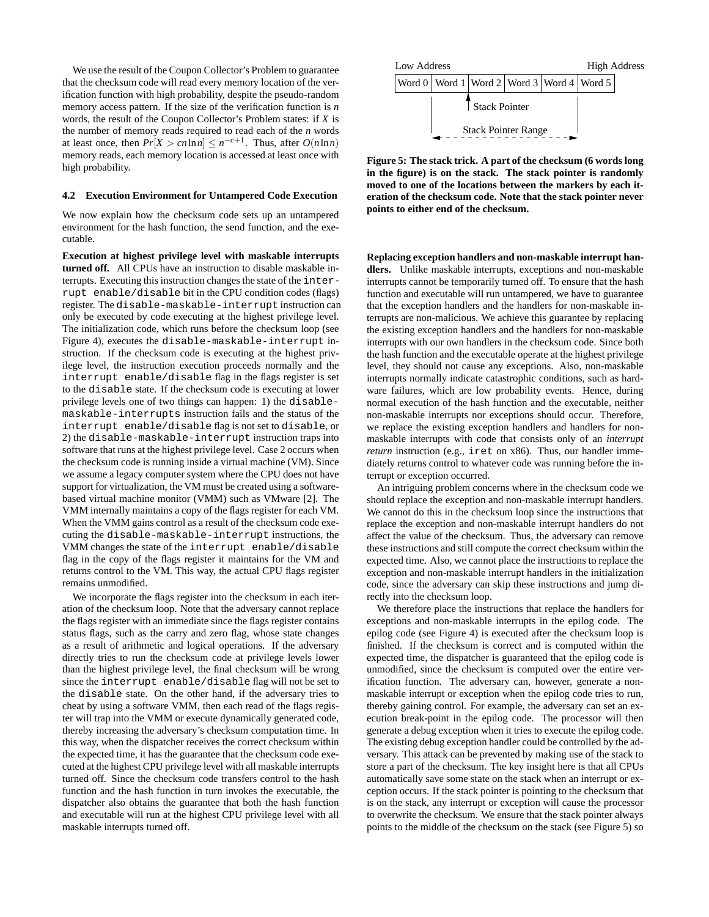We use the result of the Coupon Collector's Problem to guarantee that the checksum code will read every memory location of the verification function with high probability, despite the pseudo-random memory access pattern. If the size of the verification function is $n$ words, the result of the Coupon Collector's Problem states: if $X$ is the number of memory reads required to read each of the $n$ words at least once, then $Pr[X > cn \ln n] \leq n^{-c+1}$. Thus, after $O(n \ln n)$ memory reads, each memory location is accessed at least once with high probability.

### 4.2 Execution Environment for Untampered Code Execution

We now explain how the checksum code sets up an untampered environment for the hash function, the send function, and the executable.

**Execution at highest privilege level with maskable interrupts turned off.** All CPUs have an instruction to disable maskable interrupts. Executing this instruction changes the state of the `interrupt enable/disable` bit in the CPU condition codes (flags) register. The `disable-maskable-interrupt` instruction can only be executed by code executing at the highest privilege level. The initialization code, which runs before the checksum loop (see Figure 4), executes the `disable-maskable-interrupt` instruction. If the checksum code is executing at the highest privilege level, the instruction execution proceeds normally and the `interrupt enable/disable` flag in the flags register is set to the `disable` state. If the checksum code is executing at lower privilege levels one of two things can happen: 1) the `disable-maskable-interrupts` instruction fails and the status of the `interrupt enable/disable` flag is not set to `disable`, or 2) the `disable-maskable-interrupt` instruction traps into software that runs at the highest privilege level. Case 2 occurs when the checksum code is running inside a virtual machine (VM). Since we assume a legacy computer system where the CPU does not have support for virtualization, the VM must be created using a software-based virtual machine monitor (VMM) such as VMware [2]. The VMM internally maintains a copy of the flags register for each VM. When the VMM gains control as a result of the checksum code executing the `disable-maskable-interrupt` instructions, the VMM changes the state of the `interrupt enable/disable` flag in the copy of the flags register it maintains for the VM and returns control to the VM. This way, the actual CPU flags register remains unmodified.

We incorporate the flags register into the checksum in each iteration of the checksum loop. Note that the adversary cannot replace the flags register with an immediate since the flags register contains status flags, such as the carry and zero flag, whose state changes as a result of arithmetic and logical operations. If the adversary directly tries to run the checksum code at privilege levels lower than the highest privilege level, the final checksum will be wrong since the `interrupt enable/disable` flag will not be set to the `disable` state. On the other hand, if the adversary tries to cheat by using a software VMM, then each read of the flags register will trap into the VMM or execute dynamically generated code, thereby increasing the adversary's checksum computation time. In this way, when the dispatcher receives the correct checksum within the expected time, it has the guarantee that the checksum code executed at the highest CPU privilege level with all maskable interrupts turned off. Since the checksum code transfers control to the hash function and the hash function in turn invokes the executable, the dispatcher also obtains the guarantee that both the hash function and executable will run at the highest CPU privilege level with all maskable interrupts turned off.

Low Address
High Address
Word 0 | Word 1 | Word 2 | Word 3 | Word 4 | Word 5
Stack Pointer
Stack Pointer Range

**Figure 5: The stack trick. A part of the checksum (6 words long in the figure) is on the stack. The stack pointer is randomly moved to one of the locations between the markers by each iteration of the checksum code. Note that the stack pointer never points to either end of the checksum.**

**Replacing exception handlers and non-maskable interrupt handlers.** Unlike maskable interrupts, exceptions and non-maskable interrupts cannot be temporarily turned off. To ensure that the hash function and executable will run untampered, we have to guarantee that the exception handlers and the handlers for non-maskable interrupts are non-malicious. We achieve this guarantee by replacing the existing exception handlers and the handlers for non-maskable interrupts with our own handlers in the checksum code. Since both the hash function and the executable operate at the highest privilege level, they should not cause any exceptions. Also, non-maskable interrupts normally indicate catastrophic conditions, such as hardware failures, which are low probability events. Hence, during normal execution of the hash function and the executable, neither non-maskable interrupts nor exceptions should occur. Therefore, we replace the existing exception handlers and handlers for non-maskable interrupts with code that consists only of an *interrupt return* instruction (e.g., `iret` on x86). Thus, our handler immediately returns control to whatever code was running before the interrupt or exception occurred.

An intriguing problem concerns where in the checksum code we should replace the exception and non-maskable interrupt handlers. We cannot do this in the checksum loop since the instructions that replace the exception and non-maskable interrupt handlers do not affect the value of the checksum. Thus, the adversary can remove these instructions and still compute the correct checksum within the expected time. Also, we cannot place the instructions to replace the exception and non-maskable interrupt handlers in the initialization code, since the adversary can skip these instructions and jump directly into the checksum loop.

We therefore place the instructions that replace the handlers for exceptions and non-maskable interrupts in the epilog code. The epilog code (see Figure 4) is executed after the checksum loop is finished. If the checksum is correct and is computed within the expected time, the dispatcher is guaranteed that the epilog code is unmodified, since the checksum is computed over the entire verification function. The adversary can, however, generate a non-maskable interrupt or exception when the epilog code tries to run, thereby gaining control. For example, the adversary can set an execution break-point in the epilog code. The processor will then generate a debug exception when it tries to execute the epilog code. The existing debug exception handler could be controlled by the adversary. This attack can be prevented by making use of the stack to store a part of the checksum. The key insight here is that all CPUs automatically save some state on the stack when an interrupt or exception occurs. If the stack pointer is pointing to the checksum that is on the stack, any interrupt or exception will cause the processor to overwrite the checksum. We ensure that the stack pointer always points to the middle of the checksum on the stack (see Figure 5) so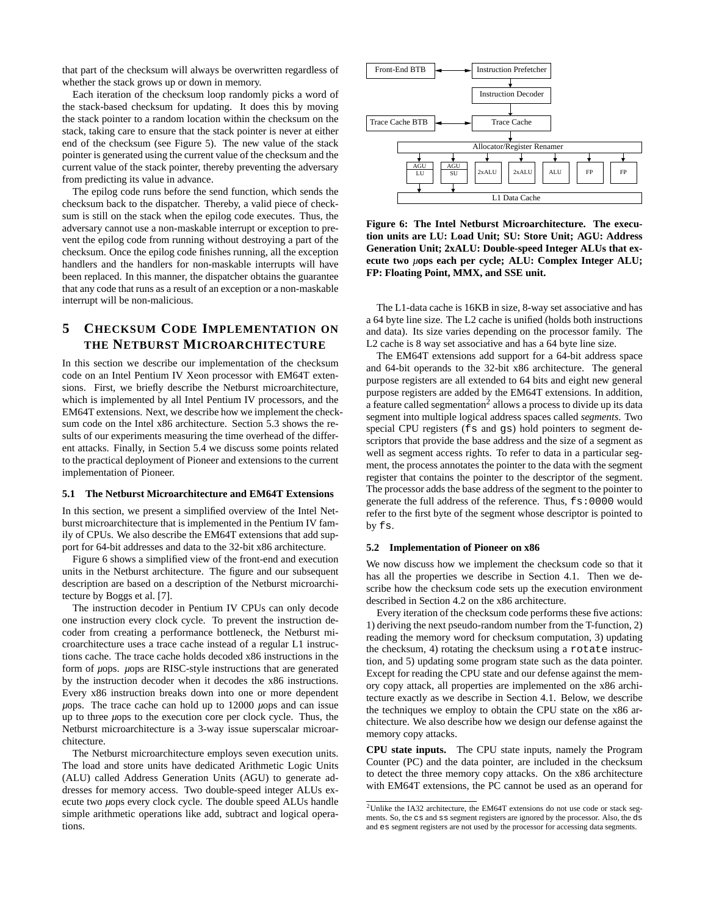that part of the checksum will always be overwritten regardless of whether the stack grows up or down in memory.

Each iteration of the checksum loop randomly picks a word of the stack-based checksum for updating. It does this by moving the stack pointer to a random location within the checksum on the stack, taking care to ensure that the stack pointer is never at either end of the checksum (see Figure 5). The new value of the stack pointer is generated using the current value of the checksum and the current value of the stack pointer, thereby preventing the adversary from predicting its value in advance.

The epilog code runs before the send function, which sends the checksum back to the dispatcher. Thereby, a valid piece of checksum is still on the stack when the epilog code executes. Thus, the adversary cannot use a non-maskable interrupt or exception to prevent the epilog code from running without destroying a part of the checksum. Once the epilog code finishes running, all the exception handlers and the handlers for non-maskable interrupts will have been replaced. In this manner, the dispatcher obtains the guarantee that any code that runs as a result of an exception or a non-maskable interrupt will be non-malicious.

# 5 Checksum Code Implementation on the Netburst Microarchitecture

In this section we describe our implementation of the checksum code on an Intel Pentium IV Xeon processor with EM64T extensions. First, we briefly describe the Netburst microarchitecture, which is implemented by all Intel Pentium IV processors, and the EM64T extensions. Next, we describe how we implement the checksum code on the Intel x86 architecture. Section 5.3 shows the results of our experiments measuring the time overhead of the different attacks. Finally, in Section 5.4 we discuss some points related to the practical deployment of Pioneer and extensions to the current implementation of Pioneer.

## 5.1 The Netburst Microarchitecture and EM64T Extensions

In this section, we present a simplified overview of the Intel Netburst microarchitecture that is implemented in the Pentium IV family of CPUs. We also describe the EM64T extensions that add support for 64-bit addresses and data to the 32-bit x86 architecture.

Figure 6 shows a simplified view of the front-end and execution units in the Netburst architecture. The figure and our subsequent description are based on a description of the Netburst microarchitecture by Boggs et al. [7].

The instruction decoder in Pentium IV CPUs can only decode one instruction every clock cycle. To prevent the instruction decoder from creating a performance bottleneck, the Netburst microarchitecture uses a trace cache instead of a regular L1 instructions cache. The trace cache holds decoded x86 instructions in the form of $\mu$ops. $\mu$ops are RISC-style instructions that are generated by the instruction decoder when it decodes the x86 instructions. Every x86 instruction breaks down into one or more dependent $\mu$ops. The trace cache can hold up to 12000 $\mu$ops and can issue up to three $\mu$ops to the execution core per clock cycle. Thus, the Netburst microarchitecture is a 3-way issue superscalar microarchitecture.

The Netburst microarchitecture employs seven execution units. The load and store units have dedicated Arithmetic Logic Units (ALU) called Address Generation Units (AGU) to generate addresses for memory access. Two double-speed integer ALUs execute two $\mu$ops every clock cycle. The double speed ALUs handle simple arithmetic operations like add, subtract and logical operations.

Front-End BTB ↔ Instruction Prefetcher → Instruction Decoder → Trace Cache ↔ Trace Cache BTB → Allocator/Register Renamer → AGU LU | AGU SU | 2xALU | 2xALU | ALU | FP | FP → L1 Data Cache

**Figure 6: The Intel Netburst Microarchitecture. The execution units are LU: Load Unit; SU: Store Unit; AGU: Address Generation Unit; 2xALU: Double-speed Integer ALUs that execute two $\mu$ops each per cycle; ALU: Complex Integer ALU; FP: Floating Point, MMX, and SSE unit.**

The L1-data cache is 16KB in size, 8-way set associative and has a 64 byte line size. The L2 cache is unified (holds both instructions and data). Its size varies depending on the processor family. The L2 cache is 8 way set associative and has a 64 byte line size.

The EM64T extensions add support for a 64-bit address space and 64-bit operands to the 32-bit x86 architecture. The general purpose registers are all extended to 64 bits and eight new general purpose registers are added by the EM64T extensions. In addition, a feature called segmentation[2] allows a process to divide up its data segment into multiple logical address spaces called *segments*. Two special CPU registers (`fs` and `gs`) hold pointers to segment descriptors that provide the base address and the size of a segment as well as segment access rights. To refer to data in a particular segment, the process annotates the pointer to the data with the segment register that contains the pointer to the descriptor of the segment. The processor adds the base address of the segment to the pointer to generate the full address of the reference. Thus, `fs:0000` would refer to the first byte of the segment whose descriptor is pointed to by `fs`.

## 5.2 Implementation of Pioneer on x86

We now discuss how we implement the checksum code so that it has all the properties we describe in Section 4.1. Then we describe how the checksum code sets up the execution environment described in Section 4.2 on the x86 architecture.

Every iteration of the checksum code performs these five actions: 1) deriving the next pseudo-random number from the T-function, 2) reading the memory word for checksum computation, 3) updating the checksum, 4) rotating the checksum using a `rotate` instruction, and 5) updating some program state such as the data pointer. Except for reading the CPU state and our defense against the memory copy attack, all properties are implemented on the x86 architecture exactly as we describe in Section 4.1. Below, we describe the techniques we employ to obtain the CPU state on the x86 architecture. We also describe how we design our defense against the memory copy attacks.

**CPU state inputs.** The CPU state inputs, namely the Program Counter (PC) and the data pointer, are included in the checksum to detect the three memory copy attacks. On the x86 architecture with EM64T extensions, the PC cannot be used as an operand for

[2] Unlike the IA32 architecture, the EM64T extensions do not use code or stack segments. So, the `cs` and `ss` segment registers are ignored by the processor. Also, the `ds` and `es` segment registers are not used by the processor for accessing data segments.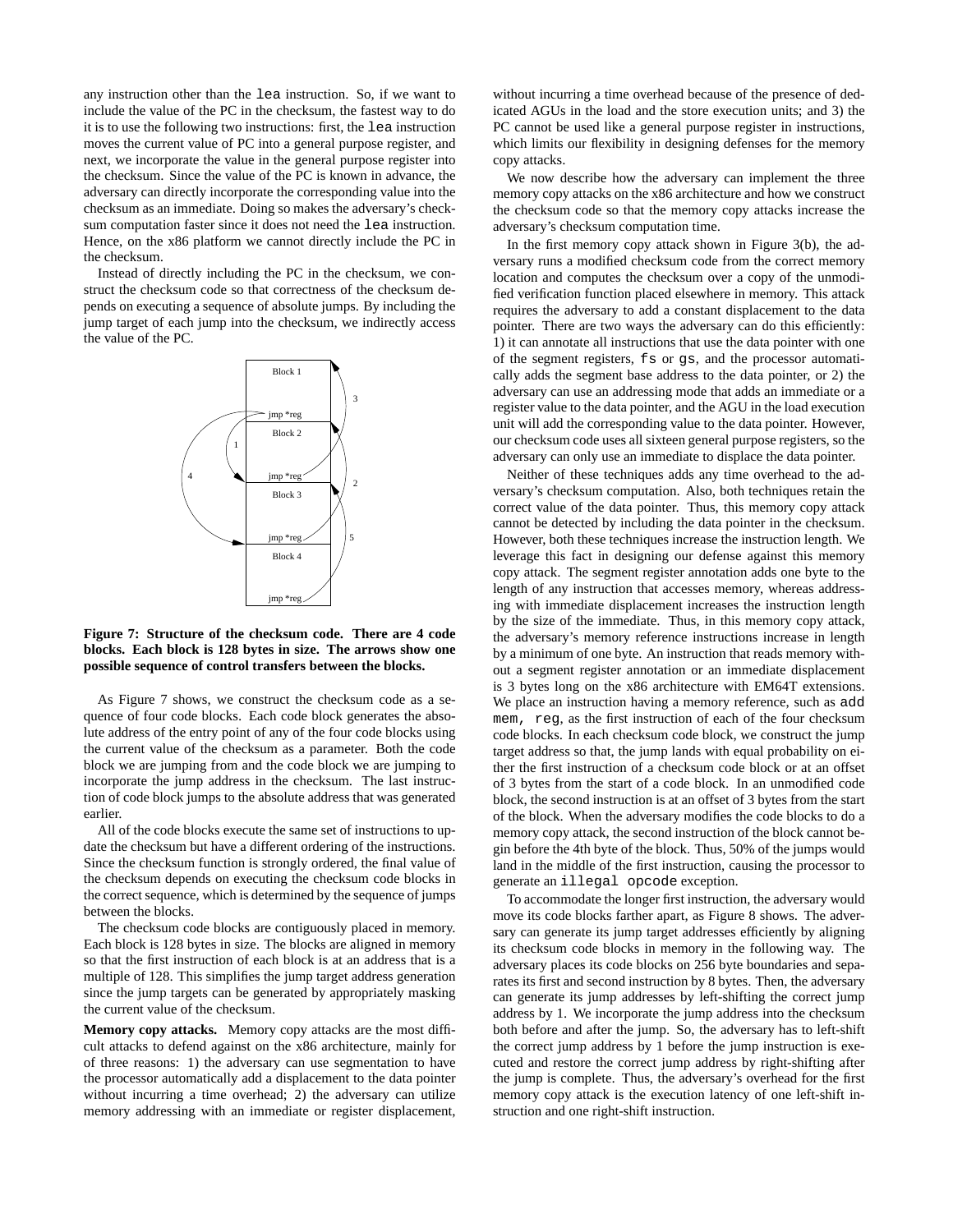any instruction other than the `lea` instruction. So, if we want to include the value of the PC in the checksum, the fastest way to do it is to use the following two instructions: first, the `lea` instruction moves the current value of PC into a general purpose register, and next, we incorporate the value in the general purpose register into the checksum. Since the value of the PC is known in advance, the adversary can directly incorporate the corresponding value into the checksum as an immediate. Doing so makes the adversary's checksum computation faster since it does not need the `lea` instruction. Hence, on the x86 platform we cannot directly include the PC in the checksum.

Instead of directly including the PC in the checksum, we construct the checksum code so that correctness of the checksum depends on executing a sequence of absolute jumps. By including the jump target of each jump into the checksum, we indirectly access the value of the PC.

Block 1
jmp *reg
Block 2
jmp *reg
Block 3
jmp *reg
Block 4
jmp *reg
1
2
3
4
5

**Figure 7: Structure of the checksum code. There are 4 code blocks. Each block is 128 bytes in size. The arrows show one possible sequence of control transfers between the blocks.**

As Figure 7 shows, we construct the checksum code as a sequence of four code blocks. Each code block generates the absolute address of the entry point of any of the four code blocks using the current value of the checksum as a parameter. Both the code block we are jumping from and the code block we are jumping to incorporate the jump address in the checksum. The last instruction of code block jumps to the absolute address that was generated earlier.

All of the code blocks execute the same set of instructions to update the checksum but have a different ordering of the instructions. Since the checksum function is strongly ordered, the final value of the checksum depends on executing the checksum code blocks in the correct sequence, which is determined by the sequence of jumps between the blocks.

The checksum code blocks are contiguously placed in memory. Each block is 128 bytes in size. The blocks are aligned in memory so that the first instruction of each block is at an address that is a multiple of 128. This simplifies the jump target address generation since the jump targets can be generated by appropriately masking the current value of the checksum.

**Memory copy attacks.** Memory copy attacks are the most difficult attacks to defend against on the x86 architecture, mainly for of three reasons: 1) the adversary can use segmentation to have the processor automatically add a displacement to the data pointer without incurring a time overhead; 2) the adversary can utilize memory addressing with an immediate or register displacement, without incurring a time overhead because of the presence of dedicated AGUs in the load and the store execution units; and 3) the PC cannot be used like a general purpose register in instructions, which limits our flexibility in designing defenses for the memory copy attacks.

We now describe how the adversary can implement the three memory copy attacks on the x86 architecture and how we construct the checksum code so that the memory copy attacks increase the adversary's checksum computation time.

In the first memory copy attack shown in Figure 3(b), the adversary runs a modified checksum code from the correct memory location and computes the checksum over a copy of the unmodified verification function placed elsewhere in memory. This attack requires the adversary to add a constant displacement to the data pointer. There are two ways the adversary can do this efficiently: 1) it can annotate all instructions that use the data pointer with one of the segment registers, `fs` or `gs`, and the processor automatically adds the segment base address to the data pointer, or 2) the adversary can use an addressing mode that adds an immediate or a register value to the data pointer, and the AGU in the load execution unit will add the corresponding value to the data pointer. However, our checksum code uses all sixteen general purpose registers, so the adversary can only use an immediate to displace the data pointer.

Neither of these techniques adds any time overhead to the adversary's checksum computation. Also, both techniques retain the correct value of the data pointer. Thus, this memory copy attack cannot be detected by including the data pointer in the checksum. However, both these techniques increase the instruction length. We leverage this fact in designing our defense against this memory copy attack. The segment register annotation adds one byte to the length of any instruction that accesses memory, whereas addressing with immediate displacement increases the instruction length by the size of the immediate. Thus, in this memory copy attack, the adversary's memory reference instructions increase in length by a minimum of one byte. An instruction that reads memory without a segment register annotation or an immediate displacement is 3 bytes long on the x86 architecture with EM64T extensions. We place an instruction having a memory reference, such as `add mem, reg`, as the first instruction of each of the four checksum code blocks. In each checksum code block, we construct the jump target address so that, the jump lands with equal probability on either the first instruction of a checksum code block or at an offset of 3 bytes from the start of a code block. In an unmodified code block, the second instruction is at an offset of 3 bytes from the start of the block. When the adversary modifies the code blocks to do a memory copy attack, the second instruction of the block cannot begin before the 4th byte of the block. Thus, 50% of the jumps would land in the middle of the first instruction, causing the processor to generate an `illegal opcode` exception.

To accommodate the longer first instruction, the adversary would move its code blocks farther apart, as Figure 8 shows. The adversary can generate its jump target addresses efficiently by aligning its checksum code blocks in memory in the following way. The adversary places its code blocks on 256 byte boundaries and separates its first and second instruction by 8 bytes. Then, the adversary can generate its jump addresses by left-shifting the correct jump address by 1. We incorporate the jump address into the checksum both before and after the jump. So, the adversary has to left-shift the correct jump address by 1 before the jump instruction is executed and restore the correct jump address by right-shifting after the jump is complete. Thus, the adversary's overhead for the first memory copy attack is the execution latency of one left-shift instruction and one right-shift instruction.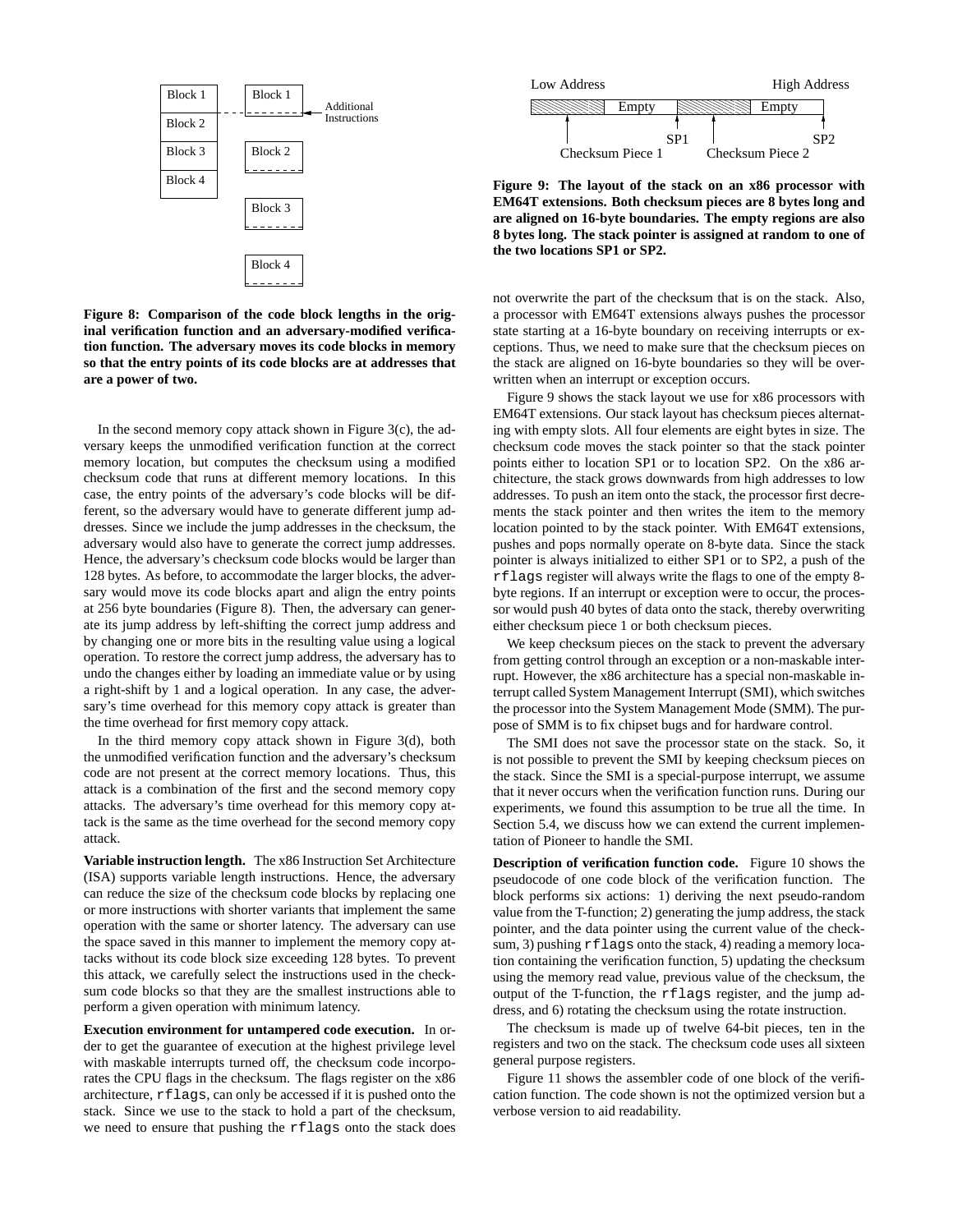Block 1
Block 2
Block 3
Block 4

Block 1
Additional Instructions
Block 2
Block 3
Block 4

**Figure 8: Comparison of the code block lengths in the original verification function and an adversary-modified verification function. The adversary moves its code blocks in memory so that the entry points of its code blocks are at addresses that are a power of two.**

In the second memory copy attack shown in Figure 3(c), the adversary keeps the unmodified verification function at the correct memory location, but computes the checksum using a modified checksum code that runs at different memory locations. In this case, the entry points of the adversary's code blocks will be different, so the adversary would have to generate different jump addresses. Since we include the jump addresses in the checksum, the adversary would also have to generate the correct jump addresses. Hence, the adversary's checksum code blocks would be larger than 128 bytes. As before, to accommodate the larger blocks, the adversary would move its code blocks apart and align the entry points at 256 byte boundaries (Figure 8). Then, the adversary can generate its jump address by left-shifting the correct jump address and by changing one or more bits in the resulting value using a logical operation. To restore the correct jump address, the adversary has to undo the changes either by loading an immediate value or by using a right-shift by 1 and a logical operation. In any case, the adversary's time overhead for this memory copy attack is greater than the time overhead for first memory copy attack.

In the third memory copy attack shown in Figure 3(d), both the unmodified verification function and the adversary's checksum code are not present at the correct memory locations. Thus, this attack is a combination of the first and the second memory copy attacks. The adversary's time overhead for this memory copy attack is the same as the time overhead for the second memory copy attack.

**Variable instruction length.** The x86 Instruction Set Architecture (ISA) supports variable length instructions. Hence, the adversary can reduce the size of the checksum code blocks by replacing one or more instructions with shorter variants that implement the same operation with the same or shorter latency. The adversary can use the space saved in this manner to implement the memory copy attacks without its code block size exceeding 128 bytes. To prevent this attack, we carefully select the instructions used in the checksum code blocks so that they are the smallest instructions able to perform a given operation with minimum latency.

**Execution environment for untampered code execution.** In order to get the guarantee of execution at the highest privilege level with maskable interrupts turned off, the checksum code incorporates the CPU flags in the checksum. The flags register on the x86 architecture, `rflags`, can only be accessed if it is pushed onto the stack. Since we use to the stack to hold a part of the checksum, we need to ensure that pushing the `rflags` onto the stack does not overwrite the part of the checksum that is on the stack. Also, a processor with EM64T extensions always pushes the processor state starting at a 16-byte boundary on receiving interrupts or exceptions. Thus, we need to make sure that the checksum pieces on the stack are aligned on 16-byte boundaries so they will be overwritten when an interrupt or exception occurs.

Low Address
High Address
Empty
Empty
SP1
SP2
Checksum Piece 1
Checksum Piece 2

**Figure 9: The layout of the stack on an x86 processor with EM64T extensions. Both checksum pieces are 8 bytes long and are aligned on 16-byte boundaries. The empty regions are also 8 bytes long. The stack pointer is assigned at random to one of the two locations SP1 or SP2.**

Figure 9 shows the stack layout we use for x86 processors with EM64T extensions. Our stack layout has checksum pieces alternating with empty slots. All four elements are eight bytes in size. The checksum code moves the stack pointer so that the stack pointer points either to location SP1 or to location SP2. On the x86 architecture, the stack grows downwards from high addresses to low addresses. To push an item onto the stack, the processor first decrements the stack pointer and then writes the item to the memory location pointed to by the stack pointer. With EM64T extensions, pushes and pops normally operate on 8-byte data. Since the stack pointer is always initialized to either SP1 or to SP2, a push of the `rflags` register will always write the flags to one of the empty 8-byte regions. If an interrupt or exception were to occur, the processor would push 40 bytes of data onto the stack, thereby overwriting either checksum piece 1 or both checksum pieces.

We keep checksum pieces on the stack to prevent the adversary from getting control through an exception or a non-maskable interrupt. However, the x86 architecture has a special non-maskable interrupt called System Management Interrupt (SMI), which switches the processor into the System Management Mode (SMM). The purpose of SMM is to fix chipset bugs and for hardware control.

The SMI does not save the processor state on the stack. So, it is not possible to prevent the SMI by keeping checksum pieces on the stack. Since the SMI is a special-purpose interrupt, we assume that it never occurs when the verification function runs. During our experiments, we found this assumption to be true all the time. In Section 5.4, we discuss how we can extend the current implementation of Pioneer to handle the SMI.

**Description of verification function code.** Figure 10 shows the pseudocode of one code block of the verification function. The block performs six actions: 1) deriving the next pseudo-random value from the T-function; 2) generating the jump address, the stack pointer, and the data pointer using the current value of the checksum, 3) pushing `rflags` onto the stack, 4) reading a memory location containing the verification function, 5) updating the checksum using the memory read value, previous value of the checksum, the output of the T-function, the `rflags` register, and the jump address, and 6) rotating the checksum using the rotate instruction.

The checksum is made up of twelve 64-bit pieces, ten in the registers and two on the stack. The checksum code uses all sixteen general purpose registers.

Figure 11 shows the assembler code of one block of the verification function. The code shown is not the optimized version but a verbose version to aid readability.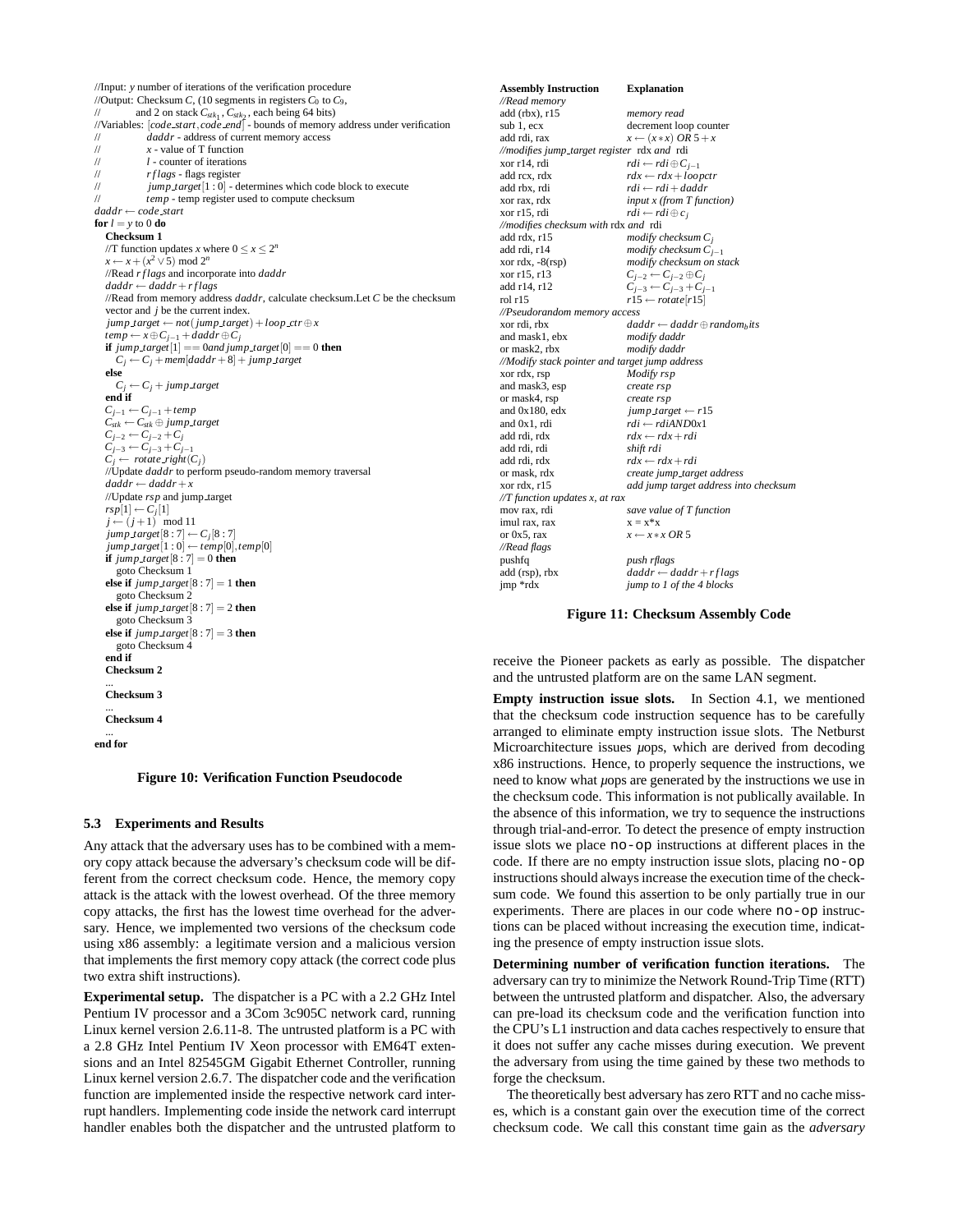```
//Input: y number of iterations of the verification procedure
//Output: Checksum C, (10 segments in registers C_0 to C_9,
//        and 2 on stack C_stk1, C_stk2, each being 64 bits)
//Variables: [code_start, code_end] - bounds of memory address under verification
//        daddr - address of current memory access
//        x - value of T function
//        l - counter of iterations
//        rflags - flags register
//        jump_target[1:0] - determines which code block to execute
//        temp - temp register used to compute checksum
daddr ← code_start
for l = y to 0 do
  Checksum 1
  //T function updates x where 0 ≤ x ≤ 2^n
  x ← x + (x^2 ∨ 5) mod 2^n
  //Read rflags and incorporate into daddr
  daddr ← daddr + rflags
  //Read from memory address daddr, calculate checksum.Let C be the checksum
  vector and j be the current index.
  jump_target ← not(jump_target) + loop_ctr ⊕ x
  temp ← x ⊕ C_{j-1} + daddr ⊕ C_j
  if jump_target[1] == 0and jump_target[0] == 0 then
    C_j ← C_j + mem[daddr + 8] + jump_target
  else
    C_j ← C_j + jump_target
  end if
  C_{j-1} ← C_{j-1} + temp
  C_stk ← C_stk ⊕ jump_target
  C_{j-2} ← C_{j-2} + C_j
  C_{j-3} ← C_{j-3} + C_{j-1}
  C_j ← rotate_right(C_j)
  //Update daddr to perform pseudo-random memory traversal
  daddr ← daddr + x
  //Update rsp and jump_target
  rsp[1] ← C_j[1]
  j ← (j+1) mod 11
  jump_target[8:7] ← C_j[8:7]
  jump_target[1:0] ← temp[0], temp[0]
  if jump_target[8:7] = 0 then
    goto Checksum 1
  else if jump_target[8:7] = 1 then
    goto Checksum 2
  else if jump_target[8:7] = 2 then
    goto Checksum 3
  else if jump_target[8:7] = 3 then
    goto Checksum 4
  end if
  Checksum 2
  ...
  Checksum 3
  ...
  Checksum 4
  ...
end for
```

**Figure 10: Verification Function Pseudocode**

| Assembly Instruction | Explanation |
|---|---|
| *//Read memory* | |
| add (rbx), r15 | *memory read* |
| sub 1, ecx | decrement loop counter |
| add rdi, rax | $x \leftarrow (x*x)\ OR\ 5 + x$ |
| *//modifies jump_target register* rdx *and* rdi | |
| xor r14, rdi | $rdi \leftarrow rdi \oplus C_{j-1}$ |
| add rcx, rdx | $rdx \leftarrow rdx + loopctr$ |
| add rbx, rdi | $rdi \leftarrow rdi + daddr$ |
| xor rax, rdx | *input x (from T function)* |
| xor r15, rdi | $rdi \leftarrow rdi \oplus c_j$ |
| *//modifies checksum with* rdx *and* rdi | |
| add rdx, r15 | *modify checksum* $C_j$ |
| add rdi, r14 | *modify checksum* $C_{j-1}$ |
| xor rdx, -8(rsp) | *modify checksum on stack* |
| xor r15, r13 | $C_{j-2} \leftarrow C_{j-2} \oplus C_j$ |
| add r14, r12 | $C_{j-3} \leftarrow C_{j-3} + C_{j-1}$ |
| rol r15 | $r15 \leftarrow rotate[r15]$ |
| *//Pseudorandom memory access* | |
| xor rdi, rbx | $daddr \leftarrow daddr \oplus random_bits$ |
| and mask1, ebx | *modify daddr* |
| or mask2, rbx | *modify daddr* |
| *//Modify stack pointer and target jump address* | |
| xor rdx, rsp | *Modify rsp* |
| and mask3, esp | *create rsp* |
| or mask4, rsp | *create rsp* |
| and 0x180, edx | $jump\_target \leftarrow r15$ |
| and 0x1, rdi | $rdi \leftarrow rdi AND 0x1$ |
| add rdi, rdx | $rdx \leftarrow rdx + rdi$ |
| add rdi, rdi | *shift rdi* |
| add rdi, rdx | $rdx \leftarrow rdx + rdi$ |
| or mask, rdx | *create jump_target address* |
| xor rdx, r15 | *add jump target address into checksum* |
| *//T function updates x, at rax* | |
| mov rax, rdi | *save value of T function* |
| imul rax, rax | x = x*x |
| or 0x5, rax | $x \leftarrow x*x\ OR\ 5$ |
| *//Read flags* | |
| pushfq | *push rflags* |
| add (rsp), rbx | $daddr \leftarrow daddr + rflags$ |
| jmp *rdx | *jump to 1 of the 4 blocks* |

**Figure 11: Checksum Assembly Code**

### 5.3 Experiments and Results

Any attack that the adversary uses has to be combined with a memory copy attack because the adversary's checksum code will be different from the correct checksum code. Hence, the memory copy attack is the attack with the lowest overhead. Of the three memory copy attacks, the first has the lowest time overhead for the adversary. Hence, we implemented two versions of the checksum code using x86 assembly: a legitimate version and a malicious version that implements the first memory copy attack (the correct code plus two extra shift instructions).

**Experimental setup.** The dispatcher is a PC with a 2.2 GHz Intel Pentium IV processor and a 3Com 3c905C network card, running Linux kernel version 2.6.11-8. The untrusted platform is a PC with a 2.8 GHz Intel Pentium IV Xeon processor with EM64T extensions and an Intel 82545GM Gigabit Ethernet Controller, running Linux kernel version 2.6.7. The dispatcher code and the verification function are implemented inside the respective network card interrupt handlers. Implementing code inside the network card interrupt handler enables both the dispatcher and the untrusted platform to receive the Pioneer packets as early as possible. The dispatcher and the untrusted platform are on the same LAN segment.

**Empty instruction issue slots.** In Section 4.1, we mentioned that the checksum code instruction sequence has to be carefully arranged to eliminate empty instruction issue slots. The Netburst Microarchitecture issues *µ*ops, which are derived from decoding x86 instructions. Hence, to properly sequence the instructions, we need to know what *µ*ops are generated by the instructions we use in the checksum code. This information is not publically available. In the absence of this information, we try to sequence the instructions through trial-and-error. To detect the presence of empty instruction issue slots we place no-op instructions at different places in the code. If there are no empty instruction issue slots, placing no-op instructions should always increase the execution time of the checksum code. We found this assertion to be only partially true in our experiments. There are places in our code where no-op instructions can be placed without increasing the execution time, indicating the presence of empty instruction issue slots.

**Determining number of verification function iterations.** The adversary can try to minimize the Network Round-Trip Time (RTT) between the untrusted platform and dispatcher. Also, the adversary can pre-load its checksum code and the verification function into the CPU's L1 instruction and data caches respectively to ensure that it does not suffer any cache misses during execution. We prevent the adversary from using the time gained by these two methods to forge the checksum.

The theoretically best adversary has zero RTT and no cache misses, which is a constant gain over the execution time of the correct checksum code. We call this constant time gain as the *adversary*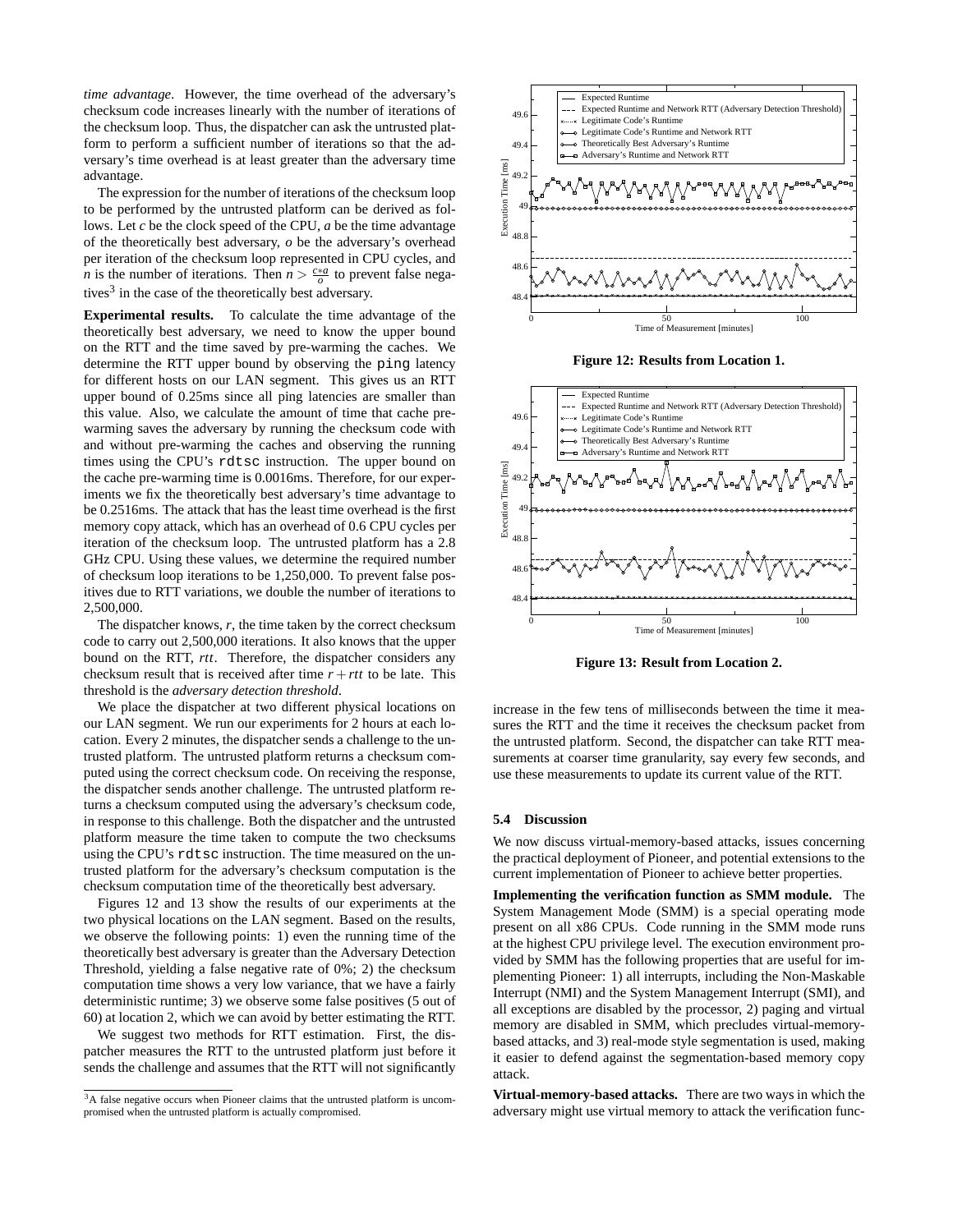*time advantage*. However, the time overhead of the adversary's checksum code increases linearly with the number of iterations of the checksum loop. Thus, the dispatcher can ask the untrusted platform to perform a sufficient number of iterations so that the adversary's time overhead is at least greater than the adversary time advantage.

The expression for the number of iterations of the checksum loop to be performed by the untrusted platform can be derived as follows. Let $c$ be the clock speed of the CPU, $a$ be the time advantage of the theoretically best adversary, $o$ be the adversary's overhead per iteration of the checksum loop represented in CPU cycles, and $n$ is the number of iterations. Then $n > \frac{c*a}{o}$ to prevent false negatives[3] in the case of the theoretically best adversary.

**Experimental results.** To calculate the time advantage of the theoretically best adversary, we need to know the upper bound on the RTT and the time saved by pre-warming the caches. We determine the RTT upper bound by observing the `ping` latency for different hosts on our LAN segment. This gives us an RTT upper bound of 0.25ms since all ping latencies are smaller than this value. Also, we calculate the amount of time that cache pre-warming saves the adversary by running the checksum code with and without pre-warming the caches and observing the running times using the CPU's `rdtsc` instruction. The upper bound on the cache pre-warming time is 0.0016ms. Therefore, for our experiments we fix the theoretically best adversary's time advantage to be 0.2516ms. The attack that has the least time overhead is the first memory copy attack, which has an overhead of 0.6 CPU cycles per iteration of the checksum loop. The untrusted platform has a 2.8 GHz CPU. Using these values, we determine the required number of checksum loop iterations to be 1,250,000. To prevent false positives due to RTT variations, we double the number of iterations to 2,500,000.

The dispatcher knows, $r$, the time taken by the correct checksum code to carry out 2,500,000 iterations. It also knows that the upper bound on the RTT, $rtt$. Therefore, the dispatcher considers any checksum result that is received after time $r + rtt$ to be late. This threshold is the *adversary detection threshold*.

We place the dispatcher at two different physical locations on our LAN segment. We run our experiments for 2 hours at each location. Every 2 minutes, the dispatcher sends a challenge to the untrusted platform. The untrusted platform returns a checksum computed using the correct checksum code. On receiving the response, the dispatcher sends another challenge. The untrusted platform returns a checksum computed using the adversary's checksum code, in response to this challenge. Both the dispatcher and the untrusted platform measure the time taken to compute the two checksums using the CPU's `rdtsc` instruction. The time measured on the untrusted platform for the adversary's checksum computation is the checksum computation time of the theoretically best adversary.

Figures 12 and 13 show the results of our experiments at the two physical locations on the LAN segment. Based on the results, we observe the following points: 1) even the running time of the theoretically best adversary is greater than the Adversary Detection Threshold, yielding a false negative rate of 0%; 2) the checksum computation time shows a very low variance, that we have a fairly deterministic runtime; 3) we observe some false positives (5 out of 60) at location 2, which we can avoid by better estimating the RTT.

We suggest two methods for RTT estimation. First, the dispatcher measures the RTT to the untrusted platform just before it sends the challenge and assumes that the RTT will not significantly increase in the few tens of milliseconds between the time it measures the RTT and the time it receives the checksum packet from the untrusted platform. Second, the dispatcher can take RTT measurements at coarser time granularity, say every few seconds, and use these measurements to update its current value of the RTT.

[3] A false negative occurs when Pioneer claims that the untrusted platform is uncompromised when the untrusted platform is actually compromised.

**Figure 12: Results from Location 1.**

**Figure 13: Result from Location 2.**

### 5.4 Discussion

We now discuss virtual-memory-based attacks, issues concerning the practical deployment of Pioneer, and potential extensions to the current implementation of Pioneer to achieve better properties.

**Implementing the verification function as SMM module.** The System Management Mode (SMM) is a special operating mode present on all x86 CPUs. Code running in the SMM mode runs at the highest CPU privilege level. The execution environment provided by SMM has the following properties that are useful for implementing Pioneer: 1) all interrupts, including the Non-Maskable Interrupt (NMI) and the System Management Interrupt (SMI), and all exceptions are disabled by the processor, 2) paging and virtual memory are disabled in SMM, which precludes virtual-memory-based attacks, and 3) real-mode style segmentation is used, making it easier to defend against the segmentation-based memory copy attack.

**Virtual-memory-based attacks.** There are two ways in which the adversary might use virtual memory to attack the verification func-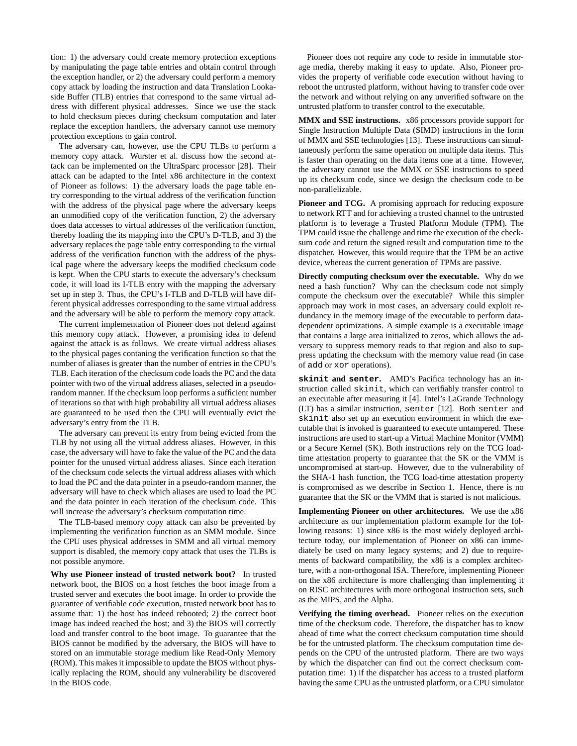tion: 1) the adversary could create memory protection exceptions by manipulating the page table entries and obtain control through the exception handler, or 2) the adversary could perform a memory copy attack by loading the instruction and data Translation Lookaside Buffer (TLB) entries that correspond to the same virtual address with different physical addresses. Since we use the stack to hold checksum pieces during checksum computation and later replace the exception handlers, the adversary cannot use memory protection exceptions to gain control.

The adversary can, however, use the CPU TLBs to perform a memory copy attack. Wurster et al. discuss how the second attack can be implemented on the UltraSparc processor [28]. Their attack can be adapted to the Intel x86 architecture in the context of Pioneer as follows: 1) the adversary loads the page table entry corresponding to the virtual address of the verification function with the address of the physical page where the adversary keeps an unmodified copy of the verification function, 2) the adversary does data accesses to virtual addresses of the verification function, thereby loading the its mapping into the CPU's D-TLB, and 3) the adversary replaces the page table entry corresponding to the virtual address of the verification function with the address of the physical page where the adversary keeps the modified checksum code is kept. When the CPU starts to execute the adversary's checksum code, it will load its I-TLB entry with the mapping the adversary set up in step 3. Thus, the CPU's I-TLB and D-TLB will have different physical addresses corresponding to the same virtual address and the adversary will be able to perform the memory copy attack.

The current implementation of Pioneer does not defend against this memory copy attack. However, a promising idea to defend against the attack is as follows. We create virtual address aliases to the physical pages contaning the verification function so that the number of aliases is greater than the number of entries in the CPU's TLB. Each iteration of the checksum code loads the PC and the data pointer with two of the virtual address aliases, selected in a pseudo-random manner. If the checksum loop performs a sufficient number of iterations so that with high probability all virtual address aliases are guaranteed to be used then the CPU will eventually evict the adversary's entry from the TLB.

The adversary can prevent its entry from being evicted from the TLB by not using all the virtual address aliases. However, in this case, the adversary will have to fake the value of the PC and the data pointer for the unused virtual address aliases. Since each iteration of the checksum code selects the virtual address aliases with which to load the PC and the data pointer in a pseudo-random manner, the adversary will have to check which aliases are used to load the PC and the data pointer in each iteration of the checksum code. This will increase the adversary's checksum computation time.

The TLB-based memory copy attack can also be prevented by implementing the verification function as an SMM module. Since the CPU uses physical addresses in SMM and all virtual memory support is disabled, the memory copy attack that uses the TLBs is not possible anymore.

**Why use Pioneer instead of trusted network boot?** In trusted network boot, the BIOS on a host fetches the boot image from a trusted server and executes the boot image. In order to provide the guarantee of verifiable code execution, trusted network boot has to assume that: 1) the host has indeed rebooted; 2) the correct boot image has indeed reached the host; and 3) the BIOS will correctly load and transfer control to the boot image. To guarantee that the BIOS cannot be modified by the adversary, the BIOS will have to stored on an immutable storage medium like Read-Only Memory (ROM). This makes it impossible to update the BIOS without physically replacing the ROM, should any vulnerability be discovered in the BIOS code.

Pioneer does not require any code to reside in immutable storage media, thereby making it easy to update. Also, Pioneer provides the property of verifiable code execution without having to reboot the untrusted platform, without having to transfer code over the network and without relying on any unverified software on the untrusted platform to transfer control to the executable.

**MMX and SSE instructions.** x86 processors provide support for Single Instruction Multiple Data (SIMD) instructions in the form of MMX and SSE technologies [13]. These instructions can simultaneously perform the same operation on multiple data items. This is faster than operating on the data items one at a time. However, the adversary cannot use the MMX or SSE instructions to speed up its checksum code, since we design the checksum code to be non-parallelizable.

**Pioneer and TCG.** A promising approach for reducing exposure to network RTT and for achieving a trusted channel to the untrusted platform is to leverage a Trusted Platform Module (TPM). The TPM could issue the challenge and time the execution of the checksum code and return the signed result and computation time to the dispatcher. However, this would require that the TPM be an active device, whereas the current generation of TPMs are passive.

**Directly computing checksum over the executable.** Why do we need a hash function? Why can the checksum code not simply compute the checksum over the executable? While this simpler approach may work in most cases, an adversary could exploit redundancy in the memory image of the executable to perform data-dependent optimizations. A simple example is a executable image that contains a large area initialized to zeros, which allows the adversary to suppress memory reads to that region and also to suppress updating the checksum with the memory value read (in case of `add` or `xor` operations).

**`skinit` and `senter`.** AMD's Pacifica technology has an instruction called `skinit`, which can verifiably transfer control to an executable after measuring it [4]. Intel's LaGrande Technology (LT) has a similar instruction, `senter` [12]. Both `senter` and `skinit` also set up an execution environment in which the executable that is invoked is guaranteed to execute untampered. These instructions are used to start-up a Virtual Machine Monitor (VMM) or a Secure Kernel (SK). Both instructions rely on the TCG load-time attestation property to guarantee that the SK or the VMM is uncompromised at start-up. However, due to the vulnerability of the SHA-1 hash function, the TCG load-time attestation property is compromised as we describe in Section 1. Hence, there is no guarantee that the SK or the VMM that is started is not malicious.

**Implementing Pioneer on other architectures.** We use the x86 architecture as our implementation platform example for the following reasons: 1) since x86 is the most widely deployed architecture today, our implementation of Pioneer on x86 can immediately be used on many legacy systems; and 2) due to requirements of backward compatibility, the x86 is a complex architecture, with a non-orthogonal ISA. Therefore, implementing Pioneer on the x86 architecture is more challenging than implementing it on RISC architectures with more orthogonal instruction sets, such as the MIPS, and the Alpha.

**Verifying the timing overhead.** Pioneer relies on the execution time of the checksum code. Therefore, the dispatcher has to know ahead of time what the correct checksum computation time should be for the untrusted platform. The checksum computation time depends on the CPU of the untrusted platform. There are two ways by which the dispatcher can find out the correct checksum computation time: 1) if the dispatcher has access to a trusted platform having the same CPU as the untrusted platform, or a CPU simulator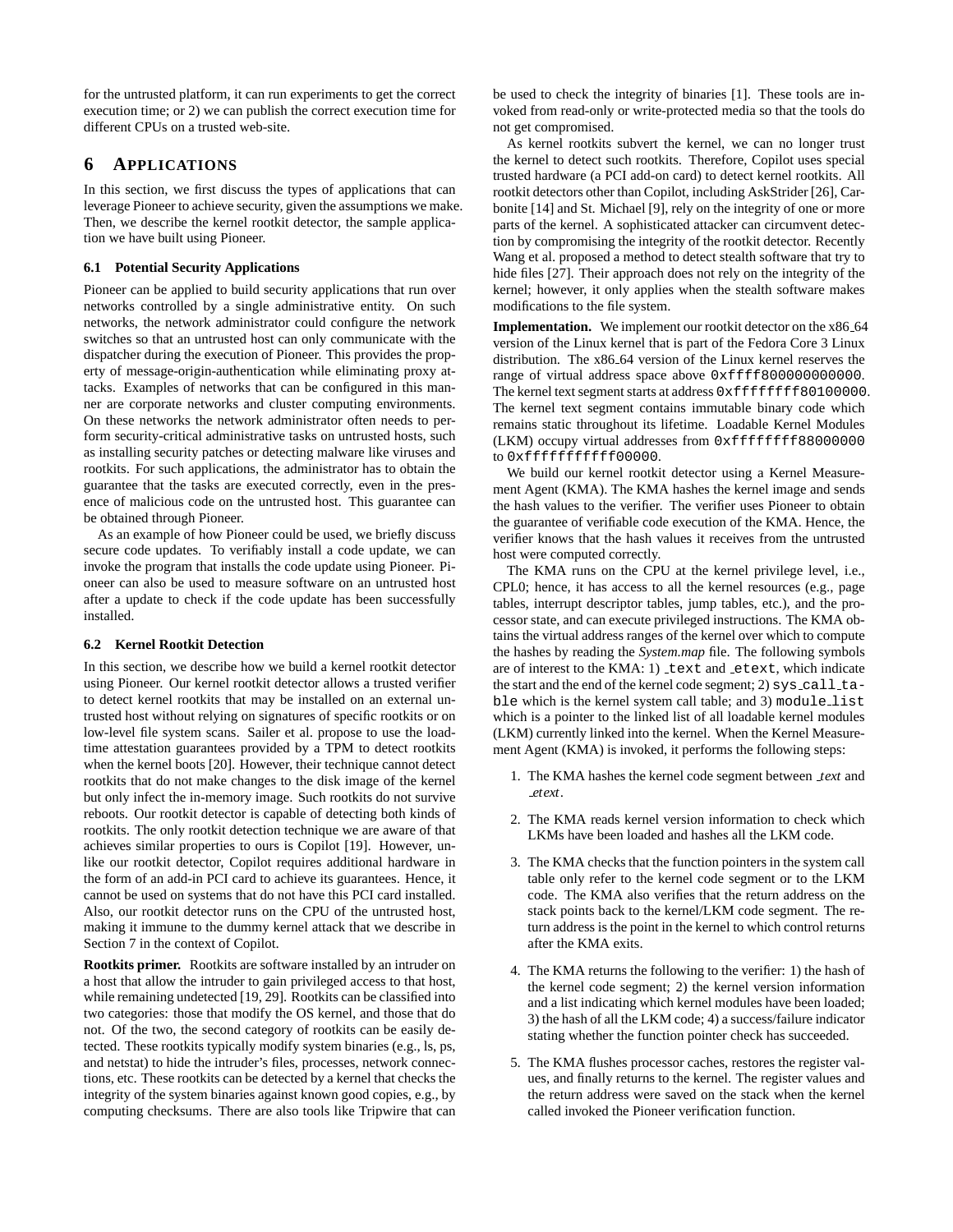for the untrusted platform, it can run experiments to get the correct execution time; or 2) we can publish the correct execution time for different CPUs on a trusted web-site.

# 6 Applications

In this section, we first discuss the types of applications that can leverage Pioneer to achieve security, given the assumptions we make. Then, we describe the kernel rootkit detector, the sample application we have built using Pioneer.

### 6.1 Potential Security Applications

Pioneer can be applied to build security applications that run over networks controlled by a single administrative entity. On such networks, the network administrator could configure the network switches so that an untrusted host can only communicate with the dispatcher during the execution of Pioneer. This provides the property of message-origin-authentication while eliminating proxy attacks. Examples of networks that can be configured in this manner are corporate networks and cluster computing environments. On these networks the network administrator often needs to perform security-critical administrative tasks on untrusted hosts, such as installing security patches or detecting malware like viruses and rootkits. For such applications, the administrator has to obtain the guarantee that the tasks are executed correctly, even in the presence of malicious code on the untrusted host. This guarantee can be obtained through Pioneer.

As an example of how Pioneer could be used, we briefly discuss secure code updates. To verifiably install a code update, we can invoke the program that installs the code update using Pioneer. Pioneer can also be used to measure software on an untrusted host after a update to check if the code update has been successfully installed.

### 6.2 Kernel Rootkit Detection

In this section, we describe how we build a kernel rootkit detector using Pioneer. Our kernel rootkit detector allows a trusted verifier to detect kernel rootkits that may be installed on an external untrusted host without relying on signatures of specific rootkits or on low-level file system scans. Sailer et al. propose to use the load-time attestation guarantees provided by a TPM to detect rootkits when the kernel boots [20]. However, their technique cannot detect rootkits that do not make changes to the disk image of the kernel but only infect the in-memory image. Such rootkits do not survive reboots. Our rootkit detector is capable of detecting both kinds of rootkits. The only rootkit detection technique we are aware of that achieves similar properties to ours is Copilot [19]. However, unlike our rootkit detector, Copilot requires additional hardware in the form of an add-in PCI card to achieve its guarantees. Hence, it cannot be used on systems that do not have this PCI card installed. Also, our rootkit detector runs on the CPU of the untrusted host, making it immune to the dummy kernel attack that we describe in Section 7 in the context of Copilot.

**Rootkits primer.** Rootkits are software installed by an intruder on a host that allow the intruder to gain privileged access to that host, while remaining undetected [19, 29]. Rootkits can be classified into two categories: those that modify the OS kernel, and those that do not. Of the two, the second category of rootkits can be easily detected. These rootkits typically modify system binaries (e.g., ls, ps, and netstat) to hide the intruder's files, processes, network connections, etc. These rootkits can be detected by a kernel that checks the integrity of the system binaries against known good copies, e.g., by computing checksums. There are also tools like Tripwire that can be used to check the integrity of binaries [1]. These tools are invoked from read-only or write-protected media so that the tools do not get compromised.

As kernel rootkits subvert the kernel, we can no longer trust the kernel to detect such rootkits. Therefore, Copilot uses special trusted hardware (a PCI add-on card) to detect kernel rootkits. All rootkit detectors other than Copilot, including AskStrider [26], Carbonite [14] and St. Michael [9], rely on the integrity of one or more parts of the kernel. A sophisticated attacker can circumvent detection by compromising the integrity of the rootkit detector. Recently Wang et al. proposed a method to detect stealth software that try to hide files [27]. Their approach does not rely on the integrity of the kernel; however, it only applies when the stealth software makes modifications to the file system.

**Implementation.** We implement our rootkit detector on the x86_64 version of the Linux kernel that is part of the Fedora Core 3 Linux distribution. The x86_64 version of the Linux kernel reserves the range of virtual address space above `0xffff800000000000`. The kernel text segment starts at address `0xffffffff80100000`. The kernel text segment contains immutable binary code which remains static throughout its lifetime. Loadable Kernel Modules (LKM) occupy virtual addresses from `0xffffffff88000000` to `0xfffffffffff00000`.

We build our kernel rootkit detector using a Kernel Measurement Agent (KMA). The KMA hashes the kernel image and sends the hash values to the verifier. The verifier uses Pioneer to obtain the guarantee of verifiable code execution of the KMA. Hence, the verifier knows that the hash values it receives from the untrusted host were computed correctly.

The KMA runs on the CPU at the kernel privilege level, i.e., CPL0; hence, it has access to all the kernel resources (e.g., page tables, interrupt descriptor tables, jump tables, etc.), and the processor state, and can execute privileged instructions. The KMA obtains the virtual address ranges of the kernel over which to compute the hashes by reading the *System.map* file. The following symbols are of interest to the KMA: 1) `_text` and `_etext`, which indicate the start and the end of the kernel code segment; 2) `sys_call_table` which is the kernel system call table; and 3) `module_list` which is a pointer to the linked list of all loadable kernel modules (LKM) currently linked into the kernel. When the Kernel Measurement Agent (KMA) is invoked, it performs the following steps:

1. The KMA hashes the kernel code segment between *_text* and *_etext*.
2. The KMA reads kernel version information to check which LKMs have been loaded and hashes all the LKM code.
3. The KMA checks that the function pointers in the system call table only refer to the kernel code segment or to the LKM code. The KMA also verifies that the return address on the stack points back to the kernel/LKM code segment. The return address is the point in the kernel to which control returns after the KMA exits.
4. The KMA returns the following to the verifier: 1) the hash of the kernel code segment; 2) the kernel version information and a list indicating which kernel modules have been loaded; 3) the hash of all the LKM code; 4) a success/failure indicator stating whether the function pointer check has succeeded.
5. The KMA flushes processor caches, restores the register values, and finally returns to the kernel. The register values and the return address were saved on the stack when the kernel called invoked the Pioneer verification function.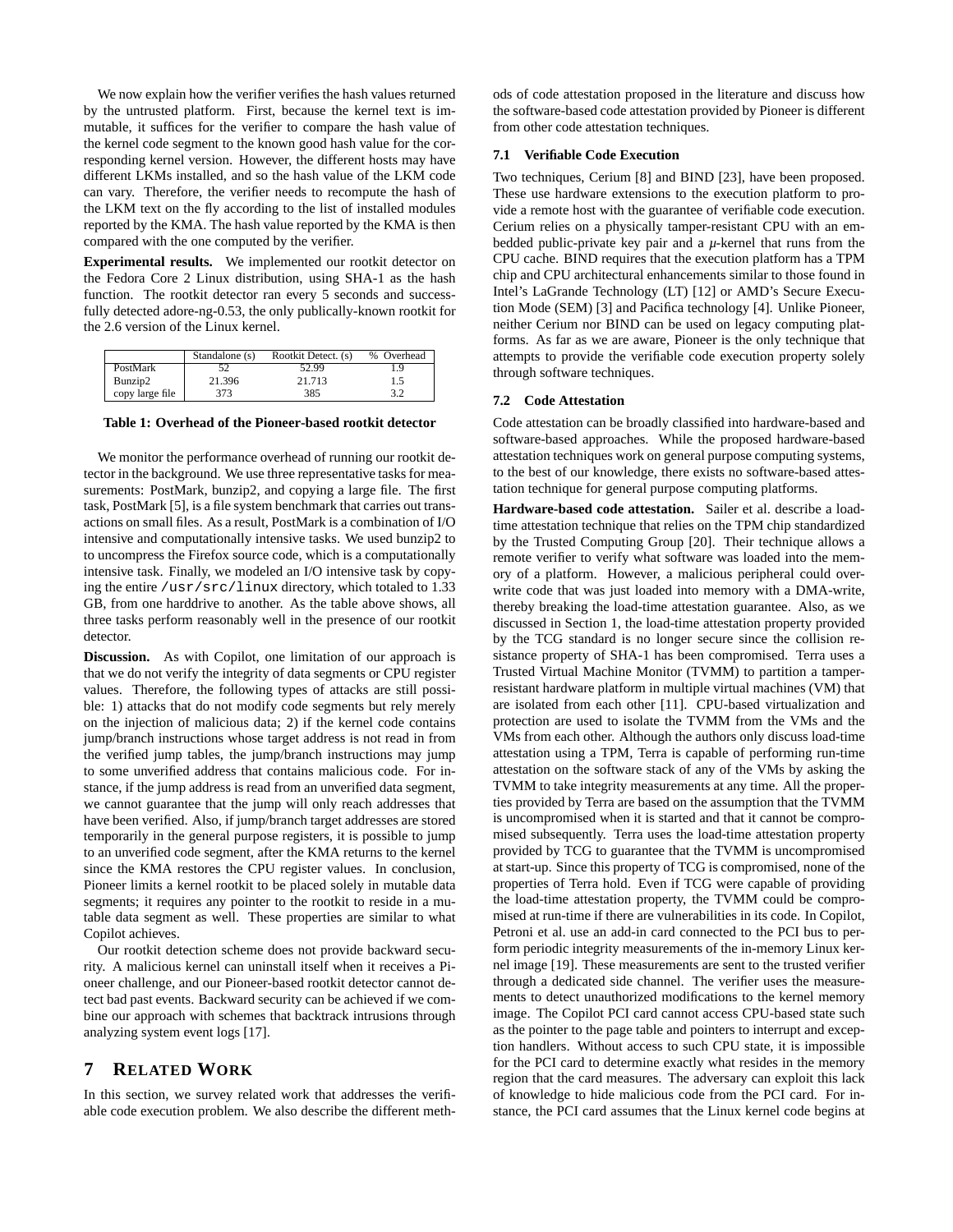We now explain how the verifier verifies the hash values returned by the untrusted platform. First, because the kernel text is immutable, it suffices for the verifier to compare the hash value of the kernel code segment to the known good hash value for the corresponding kernel version. However, the different hosts may have different LKMs installed, and so the hash value of the LKM code can vary. Therefore, the verifier needs to recompute the hash of the LKM text on the fly according to the list of installed modules reported by the KMA. The hash value reported by the KMA is then compared with the one computed by the verifier.

**Experimental results.** We implemented our rootkit detector on the Fedora Core 2 Linux distribution, using SHA-1 as the hash function. The rootkit detector ran every 5 seconds and successfully detected adore-ng-0.53, the only publically-known rootkit for the 2.6 version of the Linux kernel.

| | Standalone (s) | Rootkit Detect. (s) | % Overhead |
|---|---|---|---|
| PostMark | 52 | 52.99 | 1.9 |
| Bunzip2 | 21.396 | 21.713 | 1.5 |
| copy large file | 373 | 385 | 3.2 |

**Table 1: Overhead of the Pioneer-based rootkit detector**

We monitor the performance overhead of running our rootkit detector in the background. We use three representative tasks for measurements: PostMark, bunzip2, and copying a large file. The first task, PostMark [5], is a file system benchmark that carries out transactions on small files. As a result, PostMark is a combination of I/O intensive and computationally intensive tasks. We used bunzip2 to to uncompress the Firefox source code, which is a computationally intensive task. Finally, we modeled an I/O intensive task by copying the entire `/usr/src/linux` directory, which totaled to 1.33 GB, from one harddrive to another. As the table above shows, all three tasks perform reasonably well in the presence of our rootkit detector.

**Discussion.** As with Copilot, one limitation of our approach is that we do not verify the integrity of data segments or CPU register values. Therefore, the following types of attacks are still possible: 1) attacks that do not modify code segments but rely merely on the injection of malicious data; 2) if the kernel code contains jump/branch instructions whose target address is not read in from the verified jump tables, the jump/branch instructions may jump to some unverified address that contains malicious code. For instance, if the jump address is read from an unverified data segment, we cannot guarantee that the jump will only reach addresses that have been verified. Also, if jump/branch target addresses are stored temporarily in the general purpose registers, it is possible to jump to an unverified code segment, after the KMA returns to the kernel since the KMA restores the CPU register values. In conclusion, Pioneer limits a kernel rootkit to be placed solely in mutable data segments; it requires any pointer to the rootkit to reside in a mutable data segment as well. These properties are similar to what Copilot achieves.

Our rootkit detection scheme does not provide backward security. A malicious kernel can uninstall itself when it receives a Pioneer challenge, and our Pioneer-based rootkit detector cannot detect bad past events. Backward security can be achieved if we combine our approach with schemes that backtrack intrusions through analyzing system event logs [17].

## 7 RELATED WORK

In this section, we survey related work that addresses the verifiable code execution problem. We also describe the different methods of code attestation proposed in the literature and discuss how the software-based code attestation provided by Pioneer is different from other code attestation techniques.

### 7.1 Verifiable Code Execution

Two techniques, Cerium [8] and BIND [23], have been proposed. These use hardware extensions to the execution platform to provide a remote host with the guarantee of verifiable code execution. Cerium relies on a physically tamper-resistant CPU with an embedded public-private key pair and a $\mu$-kernel that runs from the CPU cache. BIND requires that the execution platform has a TPM chip and CPU architectural enhancements similar to those found in Intel's LaGrande Technology (LT) [12] or AMD's Secure Execution Mode (SEM) [3] and Pacifica technology [4]. Unlike Pioneer, neither Cerium nor BIND can be used on legacy computing platforms. As far as we are aware, Pioneer is the only technique that attempts to provide the verifiable code execution property solely through software techniques.

### 7.2 Code Attestation

Code attestation can be broadly classified into hardware-based and software-based approaches. While the proposed hardware-based attestation techniques work on general purpose computing systems, to the best of our knowledge, there exists no software-based attestation technique for general purpose computing platforms.

**Hardware-based code attestation.** Sailer et al. describe a load-time attestation technique that relies on the TPM chip standardized by the Trusted Computing Group [20]. Their technique allows a remote verifier to verify what software was loaded into the memory of a platform. However, a malicious peripheral could overwrite code that was just loaded into memory with a DMA-write, thereby breaking the load-time attestation guarantee. Also, as we discussed in Section 1, the load-time attestation property provided by the TCG standard is no longer secure since the collision resistance property of SHA-1 has been compromised. Terra uses a Trusted Virtual Machine Monitor (TVMM) to partition a tamper-resistant hardware platform in multiple virtual machines (VM) that are isolated from each other [11]. CPU-based virtualization and protection are used to isolate the TVMM from the VMs and the VMs from each other. Although the authors only discuss load-time attestation using a TPM, Terra is capable of performing run-time attestation on the software stack of any of the VMs by asking the TVMM to take integrity measurements at any time. All the properties provided by Terra are based on the assumption that the TVMM is uncompromised when it is started and that it cannot be compromised subsequently. Terra uses the load-time attestation property provided by TCG to guarantee that the TVMM is uncompromised at start-up. Since this property of TCG is compromised, none of the properties of Terra hold. Even if TCG were capable of providing the load-time attestation property, the TVMM could be compromised at run-time if there are vulnerabilities in its code. In Copilot, Petroni et al. use an add-in card connected to the PCI bus to perform periodic integrity measurements of the in-memory Linux kernel image [19]. These measurements are sent to the trusted verifier through a dedicated side channel. The verifier uses the measurements to detect unauthorized modifications to the kernel memory image. The Copilot PCI card cannot access CPU-based state such as the pointer to the page table and pointers to interrupt and exception handlers. Without access to such CPU state, it is impossible for the PCI card to determine exactly what resides in the memory region that the card measures. The adversary can exploit this lack of knowledge to hide malicious code from the PCI card. For instance, the PCI card assumes that the Linux kernel code begins at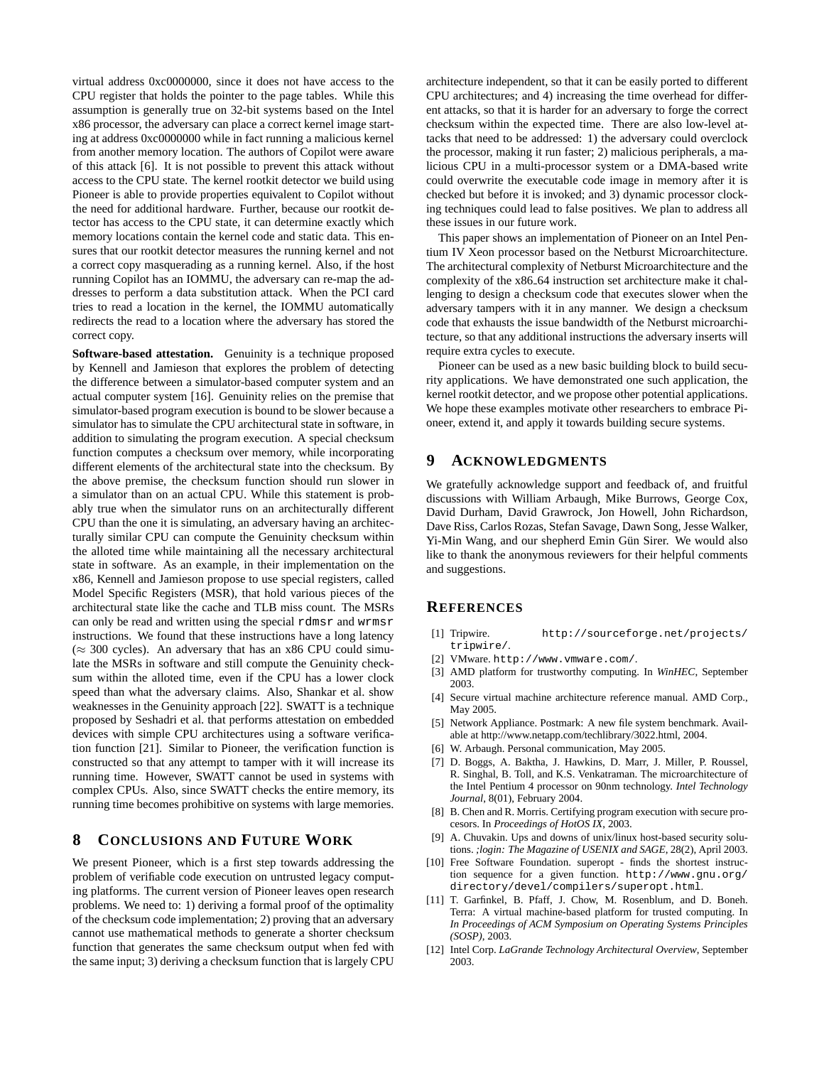virtual address 0xc0000000, since it does not have access to the CPU register that holds the pointer to the page tables. While this assumption is generally true on 32-bit systems based on the Intel x86 processor, the adversary can place a correct kernel image starting at address 0xc0000000 while in fact running a malicious kernel from another memory location. The authors of Copilot were aware of this attack [6]. It is not possible to prevent this attack without access to the CPU state. The kernel rootkit detector we build using Pioneer is able to provide properties equivalent to Copilot without the need for additional hardware. Further, because our rootkit detector has access to the CPU state, it can determine exactly which memory locations contain the kernel code and static data. This ensures that our rootkit detector measures the running kernel and not a correct copy masquerading as a running kernel. Also, if the host running Copilot has an IOMMU, the adversary can re-map the addresses to perform a data substitution attack. When the PCI card tries to read a location in the kernel, the IOMMU automatically redirects the read to a location where the adversary has stored the correct copy.

**Software-based attestation.** Genuinity is a technique proposed by Kennell and Jamieson that explores the problem of detecting the difference between a simulator-based computer system and an actual computer system [16]. Genuinity relies on the premise that simulator-based program execution is bound to be slower because a simulator has to simulate the CPU architectural state in software, in addition to simulating the program execution. A special checksum function computes a checksum over memory, while incorporating different elements of the architectural state into the checksum. By the above premise, the checksum function should run slower in a simulator than on an actual CPU. While this statement is probably true when the simulator runs on an architecturally different CPU than the one it is simulating, an adversary having an architecturally similar CPU can compute the Genuinity checksum within the alloted time while maintaining all the necessary architectural state in software. As an example, in their implementation on the x86, Kennell and Jamieson propose to use special registers, called Model Specific Registers (MSR), that hold various pieces of the architectural state like the cache and TLB miss count. The MSRs can only be read and written using the special `rdmsr` and `wrmsr` instructions. We found that these instructions have a long latency ($\approx$ 300 cycles). An adversary that has an x86 CPU could simulate the MSRs in software and still compute the Genuinity checksum within the alloted time, even if the CPU has a lower clock speed than what the adversary claims. Also, Shankar et al. show weaknesses in the Genuinity approach [22]. SWATT is a technique proposed by Seshadri et al. that performs attestation on embedded devices with simple CPU architectures using a software verification function [21]. Similar to Pioneer, the verification function is constructed so that any attempt to tamper with it will increase its running time. However, SWATT cannot be used in systems with complex CPUs. Also, since SWATT checks the entire memory, its running time becomes prohibitive on systems with large memories.

## 8 Conclusions and Future Work

We present Pioneer, which is a first step towards addressing the problem of verifiable code execution on untrusted legacy computing platforms. The current version of Pioneer leaves open research problems. We need to: 1) deriving a formal proof of the optimality of the checksum code implementation; 2) proving that an adversary cannot use mathematical methods to generate a shorter checksum function that generates the same checksum output when fed with the same input; 3) deriving a checksum function that is largely CPU architecture independent, so that it can be easily ported to different CPU architectures; and 4) increasing the time overhead for different attacks, so that it is harder for an adversary to forge the correct checksum within the expected time. There are also low-level attacks that need to be addressed: 1) the adversary could overclock the processor, making it run faster; 2) malicious peripherals, a malicious CPU in a multi-processor system or a DMA-based write could overwrite the executable code image in memory after it is checked but before it is invoked; and 3) dynamic processor clocking techniques could lead to false positives. We plan to address all these issues in our future work.

This paper shows an implementation of Pioneer on an Intel Pentium IV Xeon processor based on the Netburst Microarchitecture. The architectural complexity of Netburst Microarchitecture and the complexity of the x86_64 instruction set architecture make it challenging to design a checksum code that executes slower when the adversary tampers with it in any manner. We design a checksum code that exhausts the issue bandwidth of the Netburst microarchitecture, so that any additional instructions the adversary inserts will require extra cycles to execute.

Pioneer can be used as a new basic building block to build security applications. We have demonstrated one such application, the kernel rootkit detector, and we propose other potential applications. We hope these examples motivate other researchers to embrace Pioneer, extend it, and apply it towards building secure systems.

## 9 Acknowledgments

We gratefully acknowledge support and feedback of, and fruitful discussions with William Arbaugh, Mike Burrows, George Cox, David Durham, David Grawrock, Jon Howell, John Richardson, Dave Riss, Carlos Rozas, Stefan Savage, Dawn Song, Jesse Walker, Yi-Min Wang, and our shepherd Emin Gün Sirer. We would also like to thank the anonymous reviewers for their helpful comments and suggestions.

## References

[1] Tripwire. `http://sourceforge.net/projects/tripwire/`.

[2] VMware. `http://www.vmware.com/`.

[3] AMD platform for trustworthy computing. In *WinHEC*, September 2003.

[4] Secure virtual machine architecture reference manual. AMD Corp., May 2005.

[5] Network Appliance. Postmark: A new file system benchmark. Available at http://www.netapp.com/techlibrary/3022.html, 2004.

[6] W. Arbaugh. Personal communication, May 2005.

[7] D. Boggs, A. Baktha, J. Hawkins, D. Marr, J. Miller, P. Roussel, R. Singhal, B. Toll, and K.S. Venkatraman. The microarchitecture of the Intel Pentium 4 processor on 90nm technology. *Intel Technology Journal*, 8(01), February 2004.

[8] B. Chen and R. Morris. Certifying program execution with secure processors. In *Proceedings of HotOS IX*, 2003.

[9] A. Chuvakin. Ups and downs of unix/linux host-based security solutions. *;login: The Magazine of USENIX and SAGE*, 28(2), April 2003.

[10] Free Software Foundation. superopt - finds the shortest instruction sequence for a given function. `http://www.gnu.org/directory/devel/compilers/superopt.html`.

[11] T. Garfinkel, B. Pfaff, J. Chow, M. Rosenblum, and D. Boneh. Terra: A virtual machine-based platform for trusted computing. In *In Proceedings of ACM Symposium on Operating Systems Principles (SOSP)*, 2003.

[12] Intel Corp. *LaGrande Technology Architectural Overview*, September 2003.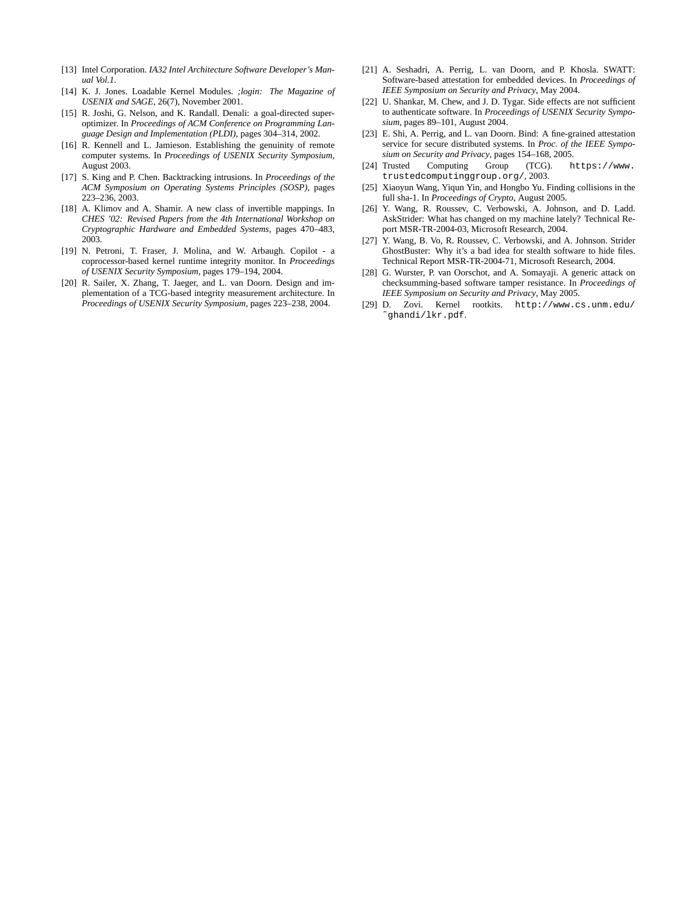[13] Intel Corporation. *IA32 Intel Architecture Software Developer's Manual Vol.1*.

[14] K. J. Jones. Loadable Kernel Modules. *;login: The Magazine of USENIX and SAGE*, 26(7), November 2001.

[15] R. Joshi, G. Nelson, and K. Randall. Denali: a goal-directed superoptimizer. In *Proceedings of ACM Conference on Programming Language Design and Implementation (PLDI)*, pages 304–314, 2002.

[16] R. Kennell and L. Jamieson. Establishing the genuinity of remote computer systems. In *Proceedings of USENIX Security Symposium*, August 2003.

[17] S. King and P. Chen. Backtracking intrusions. In *Proceedings of the ACM Symposium on Operating Systems Principles (SOSP)*, pages 223–236, 2003.

[18] A. Klimov and A. Shamir. A new class of invertible mappings. In *CHES '02: Revised Papers from the 4th International Workshop on Cryptographic Hardware and Embedded Systems*, pages 470–483, 2003.

[19] N. Petroni, T. Fraser, J. Molina, and W. Arbaugh. Copilot - a coprocessor-based kernel runtime integrity monitor. In *Proceedings of USENIX Security Symposium*, pages 179–194, 2004.

[20] R. Sailer, X. Zhang, T. Jaeger, and L. van Doorn. Design and implementation of a TCG-based integrity measurement architecture. In *Proceedings of USENIX Security Symposium*, pages 223–238, 2004.

[21] A. Seshadri, A. Perrig, L. van Doorn, and P. Khosla. SWATT: Software-based attestation for embedded devices. In *Proceedings of IEEE Symposium on Security and Privacy*, May 2004.

[22] U. Shankar, M. Chew, and J. D. Tygar. Side effects are not sufficient to authenticate software. In *Proceedings of USENIX Security Symposium*, pages 89–101, August 2004.

[23] E. Shi, A. Perrig, and L. van Doorn. Bind: A fine-grained attestation service for secure distributed systems. In *Proc. of the IEEE Symposium on Security and Privacy*, pages 154–168, 2005.

[24] Trusted Computing Group (TCG). `https://www.trustedcomputinggroup.org/`, 2003.

[25] Xiaoyun Wang, Yiqun Yin, and Hongbo Yu. Finding collisions in the full sha-1. In *Proceedings of Crypto*, August 2005.

[26] Y. Wang, R. Roussev, C. Verbowski, A. Johnson, and D. Ladd. AskStrider: What has changed on my machine lately? Technical Report MSR-TR-2004-03, Microsoft Research, 2004.

[27] Y. Wang, B. Vo, R. Roussev, C. Verbowski, and A. Johnson. Strider GhostBuster: Why it's a bad idea for stealth software to hide files. Technical Report MSR-TR-2004-71, Microsoft Research, 2004.

[28] G. Wurster, P. van Oorschot, and A. Somayaji. A generic attack on checksumming-based software tamper resistance. In *Proceedings of IEEE Symposium on Security and Privacy*, May 2005.

[29] D. Zovi. Kernel rootkits. `http://www.cs.unm.edu/~ghandi/lkr.pdf`.